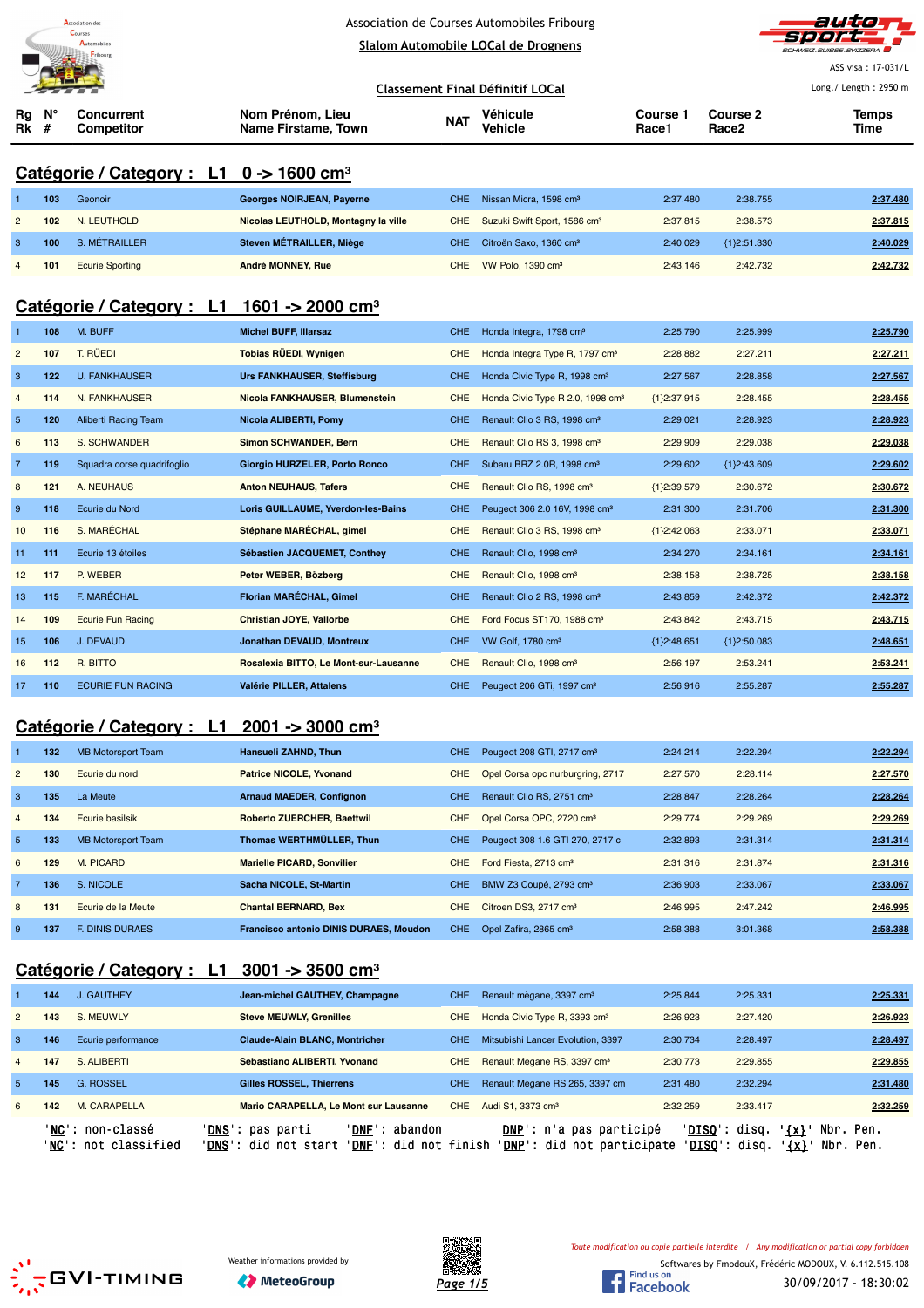Association de Courses Automobiles Fribourg

Slalom Automobile LOCal de Drognens

ASS visa : 17-031/L

Long./ Length : 2950 m

**Classement Final Définitif LOCal**

## Catégorie / Category : L1 0 -> 1600 cm³

| Rg Rk | N° # | Concurrent Competitor | Nom Prénom, Lieu Name Firstame, Town | NAT | Véhicule Vehicle | Course 1 Race1 | Course 2 Race2 | Temps Time |
|---|---|---|---|---|---|---|---|---|
| 1 | 103 | Geonoir | Georges NOIRJEAN, Payerne | CHE | Nissan Micra, 1598 cm³ | 2:37.480 | 2:38.755 | 2:37.480 |
| 2 | 102 | N. LEUTHOLD | Nicolas LEUTHOLD, Montagny la ville | CHE | Suzuki Swift Sport, 1586 cm³ | 2:37.815 | 2:38.573 | 2:37.815 |
| 3 | 100 | S. MÉTRAILLER | Steven MÉTRAILLER, Miège | CHE | Citroën Saxo, 1360 cm³ | 2:40.029 | {1}2:51.330 | 2:40.029 |
| 4 | 101 | Ecurie Sporting | André MONNEY, Rue | CHE | VW Polo, 1390 cm³ | 2:43.146 | 2:42.732 | 2:42.732 |

## Catégorie / Category : L1 1601 -> 2000 cm³

| Rg Rk | N° # | Concurrent Competitor | Nom Prénom, Lieu Name Firstame, Town | NAT | Véhicule Vehicle | Course 1 Race1 | Course 2 Race2 | Temps Time |
|---|---|---|---|---|---|---|---|---|
| 1 | 108 | M. BUFF | Michel BUFF, Illarsaz | CHE | Honda Integra, 1798 cm³ | 2:25.790 | 2:25.999 | 2:25.790 |
| 2 | 107 | T. RÜEDI | Tobias RÜEDI, Wynigen | CHE | Honda Integra Type R, 1797 cm³ | 2:28.882 | 2:27.211 | 2:27.211 |
| 3 | 122 | U. FANKHAUSER | Urs FANKHAUSER, Steffisburg | CHE | Honda Civic Type R, 1998 cm³ | 2:27.567 | 2:28.858 | 2:27.567 |
| 4 | 114 | N. FANKHAUSER | Nicola FANKHAUSER, Blumenstein | CHE | Honda Civic Type R 2.0, 1998 cm³ | {1}2:37.915 | 2:28.455 | 2:28.455 |
| 5 | 120 | Aliberti Racing Team | Nicola ALIBERTI, Pomy | CHE | Renault Clio 3 RS, 1998 cm³ | 2:29.021 | 2:28.923 | 2:28.923 |
| 6 | 113 | S. SCHWANDER | Simon SCHWANDER, Bern | CHE | Renault Clio RS 3, 1998 cm³ | 2:29.909 | 2:29.038 | 2:29.038 |
| 7 | 119 | Squadra corse quadrifoglio | Giorgio HURZELER, Porto Ronco | CHE | Subaru BRZ 2.0R, 1998 cm³ | 2:29.602 | {1}2:43.609 | 2:29.602 |
| 8 | 121 | A. NEUHAUS | Anton NEUHAUS, Tafers | CHE | Renault Clio RS, 1998 cm³ | {1}2:39.579 | 2:30.672 | 2:30.672 |
| 9 | 118 | Ecurie du Nord | Loris GUILLAUME, Yverdon-les-Bains | CHE | Peugeot 306 2.0 16V, 1998 cm³ | 2:31.300 | 2:31.706 | 2:31.300 |
| 10 | 116 | S. MARÉCHAL | Stéphane MARÉCHAL, gimel | CHE | Renault Clio 3 RS, 1998 cm³ | {1}2:42.063 | 2:33.071 | 2:33.071 |
| 11 | 111 | Ecurie 13 étoiles | Sébastien JACQUEMET, Conthey | CHE | Renault Clio, 1998 cm³ | 2:34.270 | 2:34.161 | 2:34.161 |
| 12 | 117 | P. WEBER | Peter WEBER, Bözberg | CHE | Renault Clio, 1998 cm³ | 2:38.158 | 2:38.725 | 2:38.158 |
| 13 | 115 | F. MARÉCHAL | Florian MARÉCHAL, Gimel | CHE | Renault Clio 2 RS, 1998 cm³ | 2:43.859 | 2:42.372 | 2:42.372 |
| 14 | 109 | Ecurie Fun Racing | Christian JOYE, Vallorbe | CHE | Ford Focus ST170, 1988 cm³ | 2:43.842 | 2:43.715 | 2:43.715 |
| 15 | 106 | J. DEVAUD | Jonathan DEVAUD, Montreux | CHE | VW Golf, 1780 cm³ | {1}2:48.651 | {1}2:50.083 | 2:48.651 |
| 16 | 112 | R. BITTO | Rosalecia BITTO, Le Mont-sur-Lausanne | CHE | Renault Clio, 1998 cm³ | 2:56.197 | 2:53.241 | 2:53.241 |
| 17 | 110 | ECURIE FUN RACING | Valérie PILLER, Attalens | CHE | Peugeot 206 GTi, 1997 cm³ | 2:56.916 | 2:55.287 | 2:55.287 |

## Catégorie / Category : L1 2001 -> 3000 cm³

| Rg Rk | N° # | Concurrent Competitor | Nom Prénom, Lieu Name Firstame, Town | NAT | Véhicule Vehicle | Course 1 Race1 | Course 2 Race2 | Temps Time |
|---|---|---|---|---|---|---|---|---|
| 1 | 132 | MB Motorsport Team | Hansueli ZAHND, Thun | CHE | Peugeot 208 GTI, 2717 cm³ | 2:24.214 | 2:22.294 | 2:22.294 |
| 2 | 130 | Ecurie du nord | Patrice NICOLE, Yvonand | CHE | Opel Corsa opc nurburgring, 2717 | 2:27.570 | 2:28.114 | 2:27.570 |
| 3 | 135 | La Meute | Arnaud MAEDER, Confignon | CHE | Renault Clio RS, 2751 cm³ | 2:28.847 | 2:28.264 | 2:28.264 |
| 4 | 134 | Ecurie basilsik | Roberto ZUERCHER, Baettwil | CHE | Opel Corsa OPC, 2720 cm³ | 2:29.774 | 2:29.269 | 2:29.269 |
| 5 | 133 | MB Motorsport Team | Thomas WERTHMÜLLER, Thun | CHE | Peugeot 308 1.6 GTI 270, 2717 c | 2:32.893 | 2:31.314 | 2:31.314 |
| 6 | 129 | M. PICARD | Marielle PICARD, Sonvilier | CHE | Ford Fiesta, 2713 cm³ | 2:31.316 | 2:31.874 | 2:31.316 |
| 7 | 136 | S. NICOLE | Sacha NICOLE, St-Martin | CHE | BMW Z3 Coupé, 2793 cm³ | 2:36.903 | 2:33.067 | 2:33.067 |
| 8 | 131 | Ecurie de la Meute | Chantal BERNARD, Bex | CHE | Citroen DS3, 2717 cm³ | 2:46.995 | 2:47.242 | 2:46.995 |
| 9 | 137 | F. DINIS DURAES | Francisco antonio DINIS DURAES, Moudon | CHE | Opel Zafira, 2865 cm³ | 2:58.388 | 3:01.368 | 2:58.388 |

## Catégorie / Category : L1 3001 -> 3500 cm³

| Rg Rk | N° # | Concurrent Competitor | Nom Prénom, Lieu Name Firstame, Town | NAT | Véhicule Vehicle | Course 1 Race1 | Course 2 Race2 | Temps Time |
|---|---|---|---|---|---|---|---|---|
| 1 | 144 | J. GAUTHEY | Jean-michel GAUTHEY, Champagne | CHE | Renault mègane, 3397 cm³ | 2:25.844 | 2:25.331 | 2:25.331 |
| 2 | 143 | S. MEUWLY | Steve MEUWLY, Grenilles | CHE | Honda Civic Type R, 3393 cm³ | 2:26.923 | 2:27.420 | 2:26.923 |
| 3 | 146 | Ecurie performance | Claude-Alain BLANC, Montricher | CHE | Mitsubishi Lancer Evolution, 3397 | 2:30.734 | 2:28.497 | 2:28.497 |
| 4 | 147 | S. ALIBERTI | Sebastiano ALIBERTI, Yvonand | CHE | Renault Megane RS, 3397 cm³ | 2:30.773 | 2:29.855 | 2:29.855 |
| 5 | 145 | G. ROSSEL | Gilles ROSSEL, Thierrens | CHE | Renault Mégane RS 265, 3397 cm | 2:31.480 | 2:32.294 | 2:31.480 |
| 6 | 142 | M. CARAPELLA | Mario CARAPELLA, Le Mont sur Lausanne | CHE | Audi S1, 3373 cm³ | 2:32.259 | 2:33.417 | 2:32.259 |

'NC': non-classé 'DNS': pas parti 'DNF': abandon 'DNP': n'a pas participé 'DISQ': disq. '{x}' Nbr. Pen.
'NC': not classified 'DNS': did not start 'DNF': did not finish 'DNP': did not participate 'DISQ': disq. '{x}' Nbr. Pen.

Weather informations provided by MeteoGroup

*Toute modification ou copie partielle interdite / Any modification or partial copy forbidden*

Softwares by FmodouX, Frédéric MODOUX, V. 6.112.515.108

30/09/2017 - 18:30:02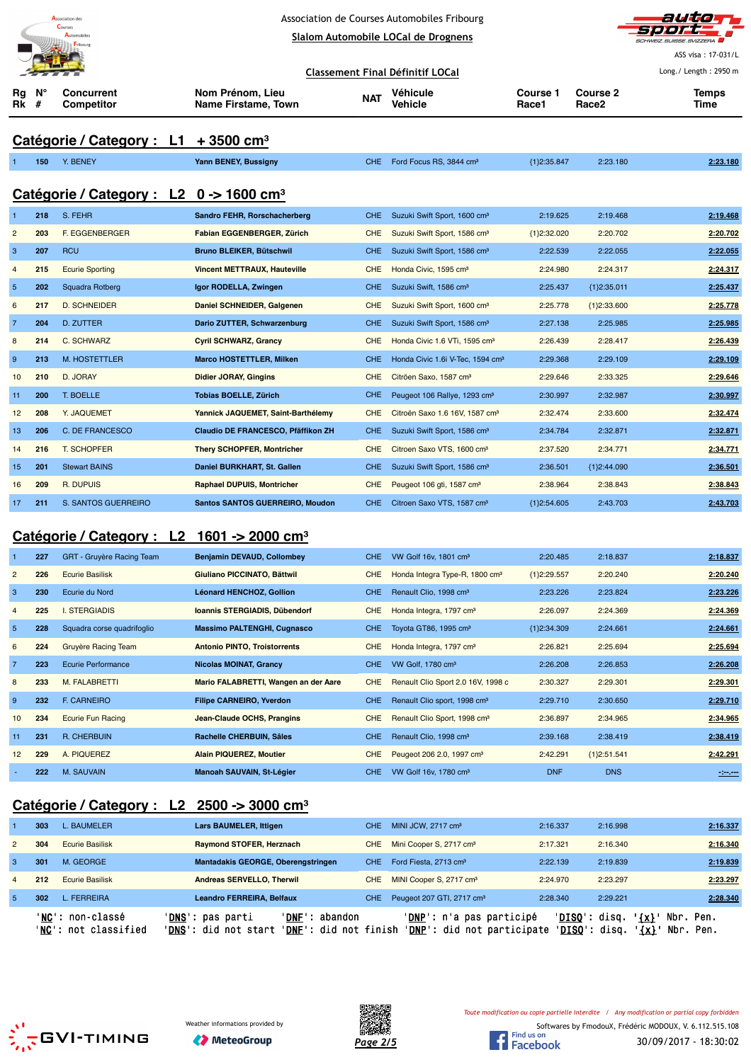Association de Courses Automobiles Fribourg

Slalom Automobile LOCal de Drognens

ASS visa : 17-031/L

Classement Final Définitif LOCal

Long./ Length : 2950 m

## Catégorie / Category : L1 + 3500 cm³

| Rg Rk | N° # | Concurrent Competitor | Nom Prénom, Lieu Name Firstame, Town | NAT | Véhicule Vehicle | Course 1 Race1 | Course 2 Race2 | Temps Time |
|---|---|---|---|---|---|---|---|---|
| 1 | 150 | Y. BENEY | Yann BENEY, Bussigny | CHE | Ford Focus RS, 3844 cm³ | {1}2:35.847 | 2:23.180 | 2:23.180 |

## Catégorie / Category : L2 0 -> 1600 cm³

| Rg Rk | N° # | Concurrent Competitor | Nom Prénom, Lieu Name Firstame, Town | NAT | Véhicule Vehicle | Course 1 Race1 | Course 2 Race2 | Temps Time |
|---|---|---|---|---|---|---|---|---|
| 1 | 218 | S. FEHR | Sandro FEHR, Rorschacherberg | CHE | Suzuki Swift Sport, 1600 cm³ | 2:19.625 | 2:19.468 | 2:19.468 |
| 2 | 203 | F. EGGENBERGER | Fabian EGGENBERGER, Zürich | CHE | Suzuki Swift Sport, 1586 cm³ | {1}2:32.020 | 2:20.702 | 2:20.702 |
| 3 | 207 | RCU | Bruno BLEIKER, Bütschwil | CHE | Suzuki Swift Sport, 1586 cm³ | 2:22.539 | 2:22.055 | 2:22.055 |
| 4 | 215 | Ecurie Sporting | Vincent METTRAUX, Hauteville | CHE | Honda Civic, 1595 cm³ | 2:24.980 | 2:24.317 | 2:24.317 |
| 5 | 202 | Squadra Rotberg | Igor RODELLA, Zwingen | CHE | Suzuki Swift, 1586 cm³ | 2:25.437 | {1}2:35.011 | 2:25.437 |
| 6 | 217 | D. SCHNEIDER | Daniel SCHNEIDER, Galgenen | CHE | Suzuki Swift Sport, 1600 cm³ | 2:25.778 | {1}2:33.600 | 2:25.778 |
| 7 | 204 | D. ZUTTER | Dario ZUTTER, Schwarzenburg | CHE | Suzuki Swift Sport, 1586 cm³ | 2:27.138 | 2:25.985 | 2:25.985 |
| 8 | 214 | C. SCHWARZ | Cyril SCHWARZ, Grancy | CHE | Honda Civic 1.6 VTi, 1595 cm³ | 2:26.439 | 2:28.417 | 2:26.439 |
| 9 | 213 | M. HOSTETTLER | Marco HOSTETTLER, Milken | CHE | Honda Civic 1.6i V-Tec, 1594 cm³ | 2:29.368 | 2:29.109 | 2:29.109 |
| 10 | 210 | D. JORAY | Didier JORAY, Gingins | CHE | Citröen Saxo, 1587 cm³ | 2:29.646 | 2:33.325 | 2:29.646 |
| 11 | 200 | T. BOELLE | Tobias BOELLE, Zürich | CHE | Peugeot 106 Rallye, 1293 cm³ | 2:30.997 | 2:32.987 | 2:30.997 |
| 12 | 208 | Y. JAQUEMET | Yannick JAQUEMET, Saint-Barthélemy | CHE | Citröen Saxo 1.6 16V, 1587 cm³ | 2:32.474 | 2:33.600 | 2:32.474 |
| 13 | 206 | C. DE FRANCESCO | Claudio DE FRANCESCO, Pfäffikon ZH | CHE | Suzuki Swift Sport, 1586 cm³ | 2:34.784 | 2:32.871 | 2:32.871 |
| 14 | 216 | T. SCHOPFER | Thery SCHOPFER, Montricher | CHE | Citroen Saxo VTS, 1600 cm³ | 2:37.520 | 2:34.771 | 2:34.771 |
| 15 | 201 | Stewart BAINS | Daniel BURKHART, St. Gallen | CHE | Suzuki Swift Sport, 1586 cm³ | 2:36.501 | {1}2:44.090 | 2:36.501 |
| 16 | 209 | R. DUPUIS | Raphael DUPUIS, Montricher | CHE | Peugeot 106 gti, 1587 cm³ | 2:38.964 | 2:38.843 | 2:38.843 |
| 17 | 211 | S. SANTOS GUERREIRO | Santos SANTOS GUERREIRO, Moudon | CHE | Citroen Saxo VTS, 1587 cm³ | {1}2:54.605 | 2:43.703 | 2:43.703 |

## Catégorie / Category : L2 1601 -> 2000 cm³

| Rg Rk | N° # | Concurrent Competitor | Nom Prénom, Lieu Name Firstame, Town | NAT | Véhicule Vehicle | Course 1 Race1 | Course 2 Race2 | Temps Time |
|---|---|---|---|---|---|---|---|---|
| 1 | 227 | GRT - Gruyère Racing Team | Benjamin DEVAUD, Collombey | CHE | VW Golf 16v, 1801 cm³ | 2:20.485 | 2:18.837 | 2:18.837 |
| 2 | 226 | Ecurie Basilisk | Giuliano PICCINATO, Bättwil | CHE | Honda Integra Type-R, 1800 cm³ | {1}2:29.557 | 2:20.240 | 2:20.240 |
| 3 | 230 | Ecurie du Nord | Léonard HENCHOZ, Gollion | CHE | Renault Clio, 1998 cm³ | 2:23.226 | 2:23.824 | 2:23.226 |
| 4 | 225 | I. STERGIADIS | Ioannis STERGIADIS, Dübendorf | CHE | Honda Integra, 1797 cm³ | 2:26.097 | 2:24.369 | 2:24.369 |
| 5 | 228 | Squadra corse quadrifoglio | Massimo PALTENGHI, Cugnasco | CHE | Toyota GT86, 1995 cm³ | {1}2:34.309 | 2:24.661 | 2:24.661 |
| 6 | 224 | Gruyère Racing Team | Antonio PINTO, Troistorrents | CHE | Honda Integra, 1797 cm³ | 2:26.821 | 2:25.694 | 2:25.694 |
| 7 | 223 | Ecurie Performance | Nicolas MOINAT, Grancy | CHE | VW Golf, 1780 cm³ | 2:26.208 | 2:26.853 | 2:26.208 |
| 8 | 233 | M. FALABRETTI | Mario FALABRETTI, Wangen an der Aare | CHE | Renault Clio Sport 2.0 16V, 1998 c | 2:30.327 | 2:29.301 | 2:29.301 |
| 9 | 232 | F. CARNEIRO | Filipe CARNEIRO, Yverdon | CHE | Renault Clio sport, 1998 cm³ | 2:29.710 | 2:30.650 | 2:29.710 |
| 10 | 234 | Ecurie Fun Racing | Jean-Claude OCHS, Prangins | CHE | Renault Clio Sport, 1998 cm³ | 2:36.897 | 2:34.965 | 2:34.965 |
| 11 | 231 | R. CHERBUIN | Rachelle CHERBUIN, Sâles | CHE | Renault Clio, 1998 cm³ | 2:39.168 | 2:38.419 | 2:38.419 |
| 12 | 229 | A. PIQUEREZ | Alain PIQUEREZ, Moutier | CHE | Peugeot 206 2.0, 1997 cm³ | 2:42.291 | {1}2:51.541 | 2:42.291 |
| - | 222 | M. SAUVAIN | Manoah SAUVAIN, St-Légier | CHE | VW Golf 16v, 1780 cm³ | DNF | DNS | -:--.--- |

## Catégorie / Category : L2 2500 -> 3000 cm³

| Rg Rk | N° # | Concurrent Competitor | Nom Prénom, Lieu Name Firstame, Town | NAT | Véhicule Vehicle | Course 1 Race1 | Course 2 Race2 | Temps Time |
|---|---|---|---|---|---|---|---|---|
| 1 | 303 | L. BAUMELER | Lars BAUMELER, Ittigen | CHE | MINI JCW, 2717 cm³ | 2:16.337 | 2:16.998 | 2:16.337 |
| 2 | 304 | Ecurie Basilisk | Raymond STOFER, Herznach | CHE | Mini Cooper S, 2717 cm³ | 2:17.321 | 2:16.340 | 2:16.340 |
| 3 | 301 | M. GEORGE | Mantadakis GEORGE, Oberengstringen | CHE | Ford Fiesta, 2713 cm³ | 2:22.139 | 2:19.839 | 2:19.839 |
| 4 | 212 | Ecurie Basilisk | Andreas SERVELLO, Therwil | CHE | MINI Cooper S, 2717 cm³ | 2:24.970 | 2:23.297 | 2:23.297 |
| 5 | 302 | L. FERREIRA | Leandro FERREIRA, Belfaux | CHE | Peugeot 207 GTI, 2717 cm³ | 2:28.340 | 2:29.221 | 2:28.340 |

'NC': non-classé 'DNS': pas parti 'DNF': abandon 'DNP': n'a pas participé 'DISQ': disq. '{x}' Nbr. Pen.
'NC': not classified 'DNS': did not start 'DNF': did not finish 'DNP': did not participate 'DISQ': disq. '{x}' Nbr. Pen.

Weather informations provided by MeteoGroup

Toute modification ou copie partielle interdite / Any modification or partial copy forbidden

Softwares by FmodouX, Frédéric MODOUX, V. 6.112.515.108

30/09/2017 - 18:30:02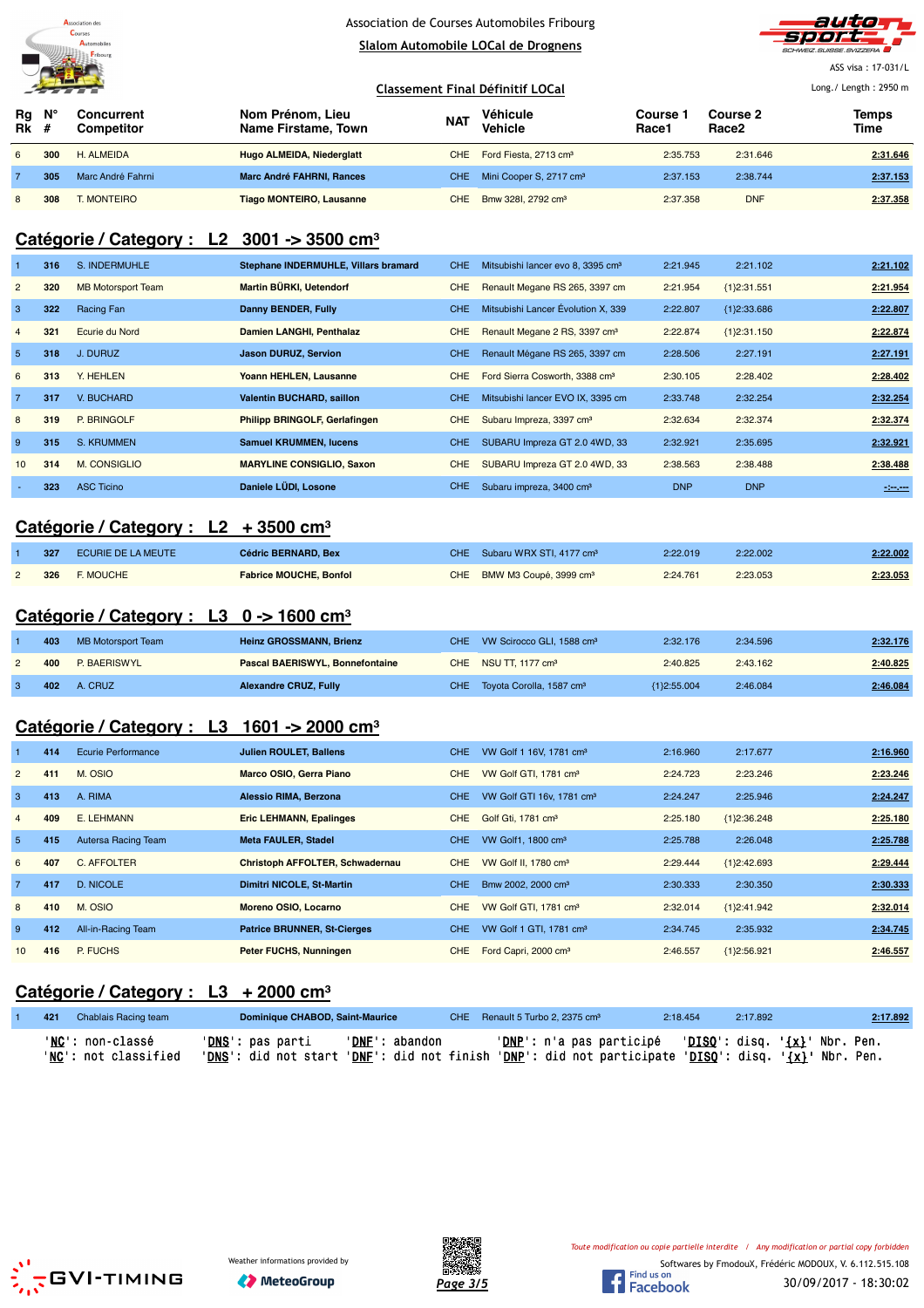Association de Courses Automobiles Fribourg

**Slalom Automobile LOCal de Drognens**

ASS visa : 17-031/L

**Classement Final Définitif LOCal**

Long./ Length : 2950 m

| Rg Rk | N° # | Concurrent Competitor | Nom Prénom, Lieu Name Firstame, Town | NAT | Véhicule Vehicle | Course 1 Race1 | Course 2 Race2 | Temps Time |
|---|---|---|---|---|---|---|---|---|
| 6 | 300 | H. ALMEIDA | **Hugo ALMEIDA, Niederglatt** | CHE | Ford Fiesta, 2713 cm³ | 2:35.753 | 2:31.646 | **2:31.646** |
| 7 | 305 | Marc André Fahrni | **Marc André FAHRNI, Rances** | CHE | Mini Cooper S, 2717 cm³ | 2:37.153 | 2:38.744 | **2:37.153** |
| 8 | 308 | T. MONTEIRO | **Tiago MONTEIRO, Lausanne** | CHE | Bmw 328I, 2792 cm³ | 2:37.358 | DNF | **2:37.358** |

## Catégorie / Category : L2 3001 -> 3500 cm³

| Rg Rk | N° # | Concurrent Competitor | Nom Prénom, Lieu Name Firstame, Town | NAT | Véhicule Vehicle | Course 1 Race1 | Course 2 Race2 | Temps Time |
|---|---|---|---|---|---|---|---|---|
| 1 | 316 | S. INDERMUHLE | **Stephane INDERMUHLE, Villars bramard** | CHE | Mitsubishi lancer evo 8, 3395 cm³ | 2:21.945 | 2:21.102 | **2:21.102** |
| 2 | 320 | MB Motorsport Team | **Martin BÜRKI, Uetendorf** | CHE | Renault Megane RS 265, 3397 cm | 2:21.954 | {1}2:31.551 | **2:21.954** |
| 3 | 322 | Racing Fan | **Danny BENDER, Fully** | CHE | Mitsubishi Lancer Évolution X, 339 | 2:22.807 | {1}2:33.686 | **2:22.807** |
| 4 | 321 | Ecurie du Nord | **Damien LANGHI, Penthalaz** | CHE | Renault Megane 2 RS, 3397 cm³ | 2:22.874 | {1}2:31.150 | **2:22.874** |
| 5 | 318 | J. DURUZ | **Jason DURUZ, Servion** | CHE | Renault Mégane RS 265, 3397 cm | 2:28.506 | 2:27.191 | **2:27.191** |
| 6 | 313 | Y. HEHLEN | **Yoann HEHLEN, Lausanne** | CHE | Ford Sierra Cosworth, 3388 cm³ | 2:30.105 | 2:28.402 | **2:28.402** |
| 7 | 317 | V. BUCHARD | **Valentin BUCHARD, saillon** | CHE | Mitsubishi lancer EVO IX, 3395 cm | 2:33.748 | 2:32.254 | **2:32.254** |
| 8 | 319 | P. BRINGOLF | **Philipp BRINGOLF, Gerlafingen** | CHE | Subaru Impreza, 3397 cm³ | 2:32.634 | 2:32.374 | **2:32.374** |
| 9 | 315 | S. KRUMMEN | **Samuel KRUMMEN, lucens** | CHE | SUBARU Impreza GT 2.0 4WD, 33 | 2:32.921 | 2:35.695 | **2:32.921** |
| 10 | 314 | M. CONSIGLIO | **MARYLINE CONSIGLIO, Saxon** | CHE | SUBARU Impreza GT 2.0 4WD, 33 | 2:38.563 | 2:38.488 | **2:38.488** |
| - | 323 | ASC Ticino | **Daniele LÜDI, Losone** | CHE | Subaru impreza, 3400 cm³ | DNP | DNP | **-:--.---** |

## Catégorie / Category : L2 + 3500 cm³

| Rg Rk | N° # | Concurrent Competitor | Nom Prénom, Lieu Name Firstame, Town | NAT | Véhicule Vehicle | Course 1 Race1 | Course 2 Race2 | Temps Time |
|---|---|---|---|---|---|---|---|---|
| 1 | 327 | ECURIE DE LA MEUTE | **Cédric BERNARD, Bex** | CHE | Subaru WRX STI, 4177 cm³ | 2:22.019 | 2:22.002 | **2:22.002** |
| 2 | 326 | F. MOUCHE | **Fabrice MOUCHE, Bonfol** | CHE | BMW M3 Coupé, 3999 cm³ | 2:24.761 | 2:23.053 | **2:23.053** |

## Catégorie / Category : L3 0 -> 1600 cm³

| Rg Rk | N° # | Concurrent Competitor | Nom Prénom, Lieu Name Firstame, Town | NAT | Véhicule Vehicle | Course 1 Race1 | Course 2 Race2 | Temps Time |
|---|---|---|---|---|---|---|---|---|
| 1 | 403 | MB Motorsport Team | **Heinz GROSSMANN, Brienz** | CHE | VW Scirocco GLI, 1588 cm³ | 2:32.176 | 2:34.596 | **2:32.176** |
| 2 | 400 | P. BAERISWYL | **Pascal BAERISWYL, Bonnefontaine** | CHE | NSU TT, 1177 cm³ | 2:40.825 | 2:43.162 | **2:40.825** |
| 3 | 402 | A. CRUZ | **Alexandre CRUZ, Fully** | CHE | Toyota Corolla, 1587 cm³ | {1}2:55.004 | 2:46.084 | **2:46.084** |

## Catégorie / Category : L3 1601 -> 2000 cm³

| Rg Rk | N° # | Concurrent Competitor | Nom Prénom, Lieu Name Firstame, Town | NAT | Véhicule Vehicle | Course 1 Race1 | Course 2 Race2 | Temps Time |
|---|---|---|---|---|---|---|---|---|
| 1 | 414 | Ecurie Performance | **Julien ROULET, Ballens** | CHE | VW Golf 1 16V, 1781 cm³ | 2:16.960 | 2:17.677 | **2:16.960** |
| 2 | 411 | M. OSIO | **Marco OSIO, Gerra Piano** | CHE | VW Golf GTI, 1781 cm³ | 2:24.723 | 2:23.246 | **2:23.246** |
| 3 | 413 | A. RIMA | **Alessio RIMA, Berzona** | CHE | VW Golf GTI 16v, 1781 cm³ | 2:24.247 | 2:25.946 | **2:24.247** |
| 4 | 409 | E. LEHMANN | **Eric LEHMANN, Epalinges** | CHE | Golf Gti, 1781 cm³ | 2:25.180 | {1}2:36.248 | **2:25.180** |
| 5 | 415 | Autersa Racing Team | **Meta FAULER, Stadel** | CHE | VW Golf1, 1800 cm³ | 2:25.788 | 2:26.048 | **2:25.788** |
| 6 | 407 | C. AFFOLTER | **Christoph AFFOLTER, Schwadernau** | CHE | VW Golf II, 1780 cm³ | 2:29.444 | {1}2:42.693 | **2:29.444** |
| 7 | 417 | D. NICOLE | **Dimitri NICOLE, St-Martin** | CHE | Bmw 2002, 2000 cm³ | 2:30.333 | 2:30.350 | **2:30.333** |
| 8 | 410 | M. OSIO | **Moreno OSIO, Locarno** | CHE | VW Golf GTI, 1781 cm³ | 2:32.014 | {1}2:41.942 | **2:32.014** |
| 9 | 412 | All-in-Racing Team | **Patrice BRUNNER, St-Cierges** | CHE | VW Golf 1 GTI, 1781 cm³ | 2:34.745 | 2:35.932 | **2:34.745** |
| 10 | 416 | P. FUCHS | **Peter FUCHS, Nunningen** | CHE | Ford Capri, 2000 cm³ | 2:46.557 | {1}2:56.921 | **2:46.557** |

## Catégorie / Category : L3 + 2000 cm³

| Rg Rk | N° # | Concurrent Competitor | Nom Prénom, Lieu Name Firstame, Town | NAT | Véhicule Vehicle | Course 1 Race1 | Course 2 Race2 | Temps Time |
|---|---|---|---|---|---|---|---|---|
| 1 | 421 | Chablais Racing team | **Dominique CHABOD, Saint-Maurice** | CHE | Renault 5 Turbo 2, 2375 cm³ | 2:18.454 | 2:17.892 | **2:17.892** |

'NC': non-classé 'DNS': pas parti 'DNF': abandon 'DNP': n'a pas participé 'DISQ': disq. '{x}' Nbr. Pen.
'NC': not classified 'DNS': did not start 'DNF': did not finish 'DNP': did not participate 'DISQ': disq. '{x}' Nbr. Pen.

*Toute modification ou copie partielle interdite / Any modification or partial copy forbidden*

Weather informations provided by MeteoGroup

Softwares by FmodouX, Frédéric MODOUX, V. 6.112.515.108

30/09/2017 - 18:30:02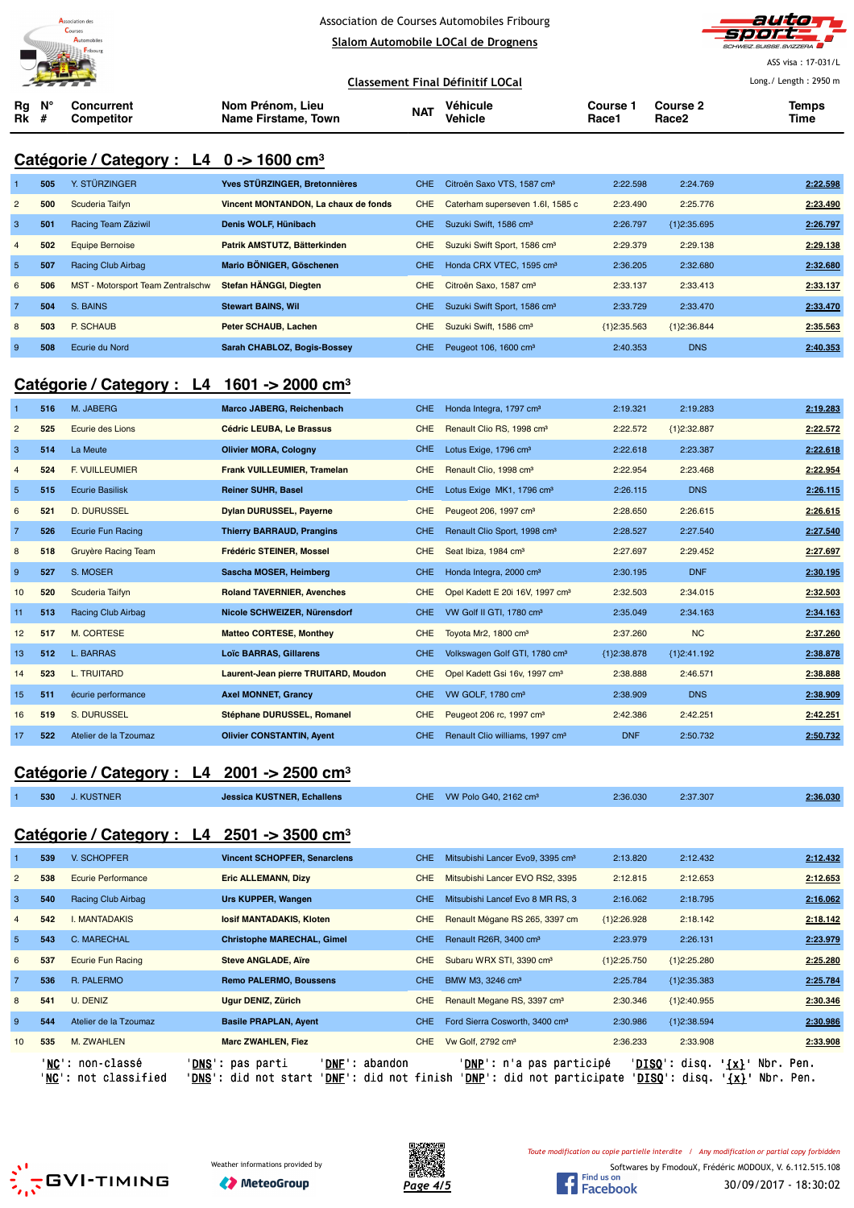Association de Courses Automobiles Fribourg

Slalom Automobile LOCal de Drognens

ASS visa : 17-031/L

Classement Final Définitif LOCal

Long./ Length : 2950 m

## Catégorie / Category : L4 0 -> 1600 cm³

| Rg Rk | N° # | Concurrent Competitor | Nom Prénom, Lieu Name Firstame, Town | NAT | Véhicule Vehicle | Course 1 Race1 | Course 2 Race2 | Temps Time |
|---|---|---|---|---|---|---|---|---|
| 1 | 505 | Y. STÜRZINGER | Yves STÜRZINGER, Bretonnières | CHE | Citroën Saxo VTS, 1587 cm³ | 2:22.598 | 2:24.769 | 2:22.598 |
| 2 | 500 | Scuderia Taifyn | Vincent MONTANDON, La chaux de fonds | CHE | Caterham superseven 1.6l, 1585 c | 2:23.490 | 2:25.776 | 2:23.490 |
| 3 | 501 | Racing Team Zäziwil | Denis WOLF, Hünibach | CHE | Suzuki Swift, 1586 cm³ | 2:26.797 | {1}2:35.695 | 2:26.797 |
| 4 | 502 | Equipe Bernoise | Patrik AMSTUTZ, Bätterkinden | CHE | Suzuki Swift Sport, 1586 cm³ | 2:29.379 | 2:29.138 | 2:29.138 |
| 5 | 507 | Racing Club Airbag | Mario BÖNIGER, Göschenen | CHE | Honda CRX VTEC, 1595 cm³ | 2:36.205 | 2:32.680 | 2:32.680 |
| 6 | 506 | MST - Motorsport Team Zentralschw | Stefan HÄNGGI, Diegten | CHE | Citroën Saxo, 1587 cm³ | 2:33.137 | 2:33.413 | 2:33.137 |
| 7 | 504 | S. BAINS | Stewart BAINS, Wil | CHE | Suzuki Swift Sport, 1586 cm³ | 2:33.729 | 2:33.470 | 2:33.470 |
| 8 | 503 | P. SCHAUB | Peter SCHAUB, Lachen | CHE | Suzuki Swift, 1586 cm³ | {1}2:35.563 | {1}2:36.844 | 2:35.563 |
| 9 | 508 | Ecurie du Nord | Sarah CHABLOZ, Bogis-Bossey | CHE | Peugeot 106, 1600 cm³ | 2:40.353 | DNS | 2:40.353 |

## Catégorie / Category : L4 1601 -> 2000 cm³

| Rg Rk | N° # | Concurrent Competitor | Nom Prénom, Lieu Name Firstame, Town | NAT | Véhicule Vehicle | Course 1 Race1 | Course 2 Race2 | Temps Time |
|---|---|---|---|---|---|---|---|---|
| 1 | 516 | M. JABERG | Marco JABERG, Reichenbach | CHE | Honda Integra, 1797 cm³ | 2:19.321 | 2:19.283 | 2:19.283 |
| 2 | 525 | Ecurie des Lions | Cédric LEUBA, Le Brassus | CHE | Renault Clio RS, 1998 cm³ | 2:22.572 | {1}2:32.887 | 2:22.572 |
| 3 | 514 | La Meute | Olivier MORA, Cologny | CHE | Lotus Exige, 1796 cm³ | 2:22.618 | 2:23.387 | 2:22.618 |
| 4 | 524 | F. VUILLEUMIER | Frank VUILLEUMIER, Tramelan | CHE | Renault Clio, 1998 cm³ | 2:22.954 | 2:23.468 | 2:22.954 |
| 5 | 515 | Ecurie Basilisk | Reiner SUHR, Basel | CHE | Lotus Exige MK1, 1796 cm³ | 2:26.115 | DNS | 2:26.115 |
| 6 | 521 | D. DURUSSEL | Dylan DURUSSEL, Payerne | CHE | Peugeot 206, 1997 cm³ | 2:28.650 | 2:26.615 | 2:26.615 |
| 7 | 526 | Ecurie Fun Racing | Thierry BARRAUD, Prangins | CHE | Renault Clio Sport, 1998 cm³ | 2:28.527 | 2:27.540 | 2:27.540 |
| 8 | 518 | Gruyère Racing Team | Frédéric STEINER, Mossel | CHE | Seat Ibiza, 1984 cm³ | 2:27.697 | 2:29.452 | 2:27.697 |
| 9 | 527 | S. MOSER | Sascha MOSER, Heimberg | CHE | Honda Integra, 2000 cm³ | 2:30.195 | DNF | 2:30.195 |
| 10 | 520 | Scuderia Taifyn | Roland TAVERNIER, Avenches | CHE | Opel Kadett E 20i 16V, 1997 cm³ | 2:32.503 | 2:34.015 | 2:32.503 |
| 11 | 513 | Racing Club Airbag | Nicole SCHWEIZER, Nürensdorf | CHE | VW Golf II GTI, 1780 cm³ | 2:35.049 | 2:34.163 | 2:34.163 |
| 12 | 517 | M. CORTESE | Matteo CORTESE, Monthey | CHE | Toyota Mr2, 1800 cm³ | 2:37.260 | NC | 2:37.260 |
| 13 | 512 | L. BARRAS | Loïc BARRAS, Gillarens | CHE | Volkswagen Golf GTI, 1780 cm³ | {1}2:38.878 | {1}2:41.192 | 2:38.878 |
| 14 | 523 | L. TRUITARD | Laurent-Jean pierre TRUITARD, Moudon | CHE | Opel Kadett Gsi 16v, 1997 cm³ | 2:38.888 | 2:46.571 | 2:38.888 |
| 15 | 511 | écurie performance | Axel MONNET, Grancy | CHE | VW GOLF, 1780 cm³ | 2:38.909 | DNS | 2:38.909 |
| 16 | 519 | S. DURUSSEL | Stéphane DURUSSEL, Romanel | CHE | Peugeot 206 rc, 1997 cm³ | 2:42.386 | 2:42.251 | 2:42.251 |
| 17 | 522 | Atelier de la Tzoumaz | Olivier CONSTANTIN, Ayent | CHE | Renault Clio williams, 1997 cm³ | DNF | 2:50.732 | 2:50.732 |

## Catégorie / Category : L4 2001 -> 2500 cm³

| Rg Rk | N° # | Concurrent Competitor | Nom Prénom, Lieu Name Firstame, Town | NAT | Véhicule Vehicle | Course 1 Race1 | Course 2 Race2 | Temps Time |
|---|---|---|---|---|---|---|---|---|
| 1 | 530 | J. KUSTNER | Jessica KUSTNER, Echallens | CHE | VW Polo G40, 2162 cm³ | 2:36.030 | 2:37.307 | 2:36.030 |

## Catégorie / Category : L4 2501 -> 3500 cm³

| Rg Rk | N° # | Concurrent Competitor | Nom Prénom, Lieu Name Firstame, Town | NAT | Véhicule Vehicle | Course 1 Race1 | Course 2 Race2 | Temps Time |
|---|---|---|---|---|---|---|---|---|
| 1 | 539 | V. SCHOPFER | Vincent SCHOPFER, Senarclens | CHE | Mitsubishi Lancer Evo9, 3395 cm³ | 2:13.820 | 2:12.432 | 2:12.432 |
| 2 | 538 | Ecurie Performance | Eric ALLEMANN, Dizy | CHE | Mitsubishi Lancer EVO RS2, 3395 | 2:12.815 | 2:12.653 | 2:12.653 |
| 3 | 540 | Racing Club Airbag | Urs KUPPER, Wangen | CHE | Mitsubishi Lancef Evo 8 MR RS, 3 | 2:16.062 | 2:18.795 | 2:16.062 |
| 4 | 542 | I. MANTADAKIS | Iosif MANTADAKIS, Kloten | CHE | Renault Mégane RS 265, 3397 cm | {1}2:26.928 | 2:18.142 | 2:18.142 |
| 5 | 543 | C. MARECHAL | Christophe MARECHAL, Gimel | CHE | Renault R26R, 3400 cm³ | 2:23.979 | 2:26.131 | 2:23.979 |
| 6 | 537 | Ecurie Fun Racing | Steve ANGLADE, Aïre | CHE | Subaru WRX STI, 3390 cm³ | {1}2:25.750 | {1}2:25.280 | 2:25.280 |
| 7 | 536 | R. PALERMO | Remo PALERMO, Boussens | CHE | BMW M3, 3246 cm³ | 2:25.784 | {1}2:35.383 | 2:25.784 |
| 8 | 541 | U. DENIZ | Ugur DENIZ, Zürich | CHE | Renault Megane RS, 3397 cm³ | 2:30.346 | {1}2:40.955 | 2:30.346 |
| 9 | 544 | Atelier de la Tzoumaz | Basile PRAPLAN, Ayent | CHE | Ford Sierra Cosworth, 3400 cm³ | 2:30.986 | {1}2:38.594 | 2:30.986 |
| 10 | 535 | M. ZWAHLEN | Marc ZWAHLEN, Fiez | CHE | Vw Golf, 2792 cm³ | 2:36.233 | 2:33.908 | 2:33.908 |

'NC': non-classé 'DNS': pas parti 'DNF': abandon 'DNP': n'a pas participé 'DISQ': disq. '{x}' Nbr. Pen.
'NC': not classified 'DNS': did not start 'DNF': did not finish 'DNP': did not participate 'DISQ': disq. '{x}' Nbr. Pen.

Weather informations provided by MeteoGroup

Toute modification ou copie partielle interdite / Any modification or partial copy forbidden

Softwares by FmodouX, Frédéric MODOUX, V. 6.112.515.108

30/09/2017 - 18:30:02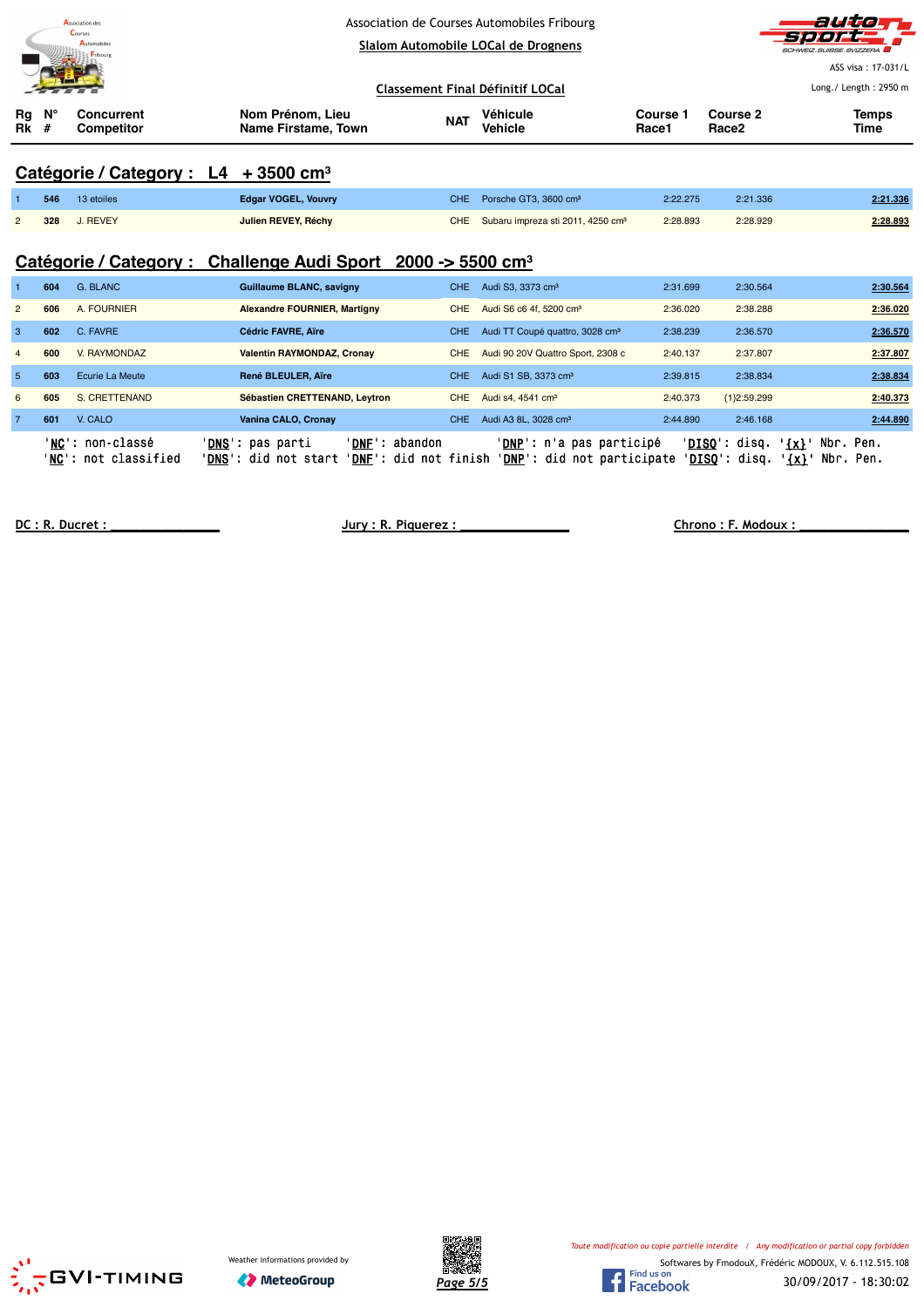Association de Courses Automobiles Fribourg

Slalom Automobile LOCal de Drognens

ASS visa : 17-031/L

Classement Final Définitif LOCal

Long./ Length : 2950 m

## Catégorie / Category : L4 + 3500 cm³

| Rg Rk | N° # | Concurrent Competitor | Nom Prénom, Lieu Name Firstame, Town | NAT | Véhicule Vehicle | Course 1 Race1 | Course 2 Race2 | Temps Time |
|---|---|---|---|---|---|---|---|---|
| 1 | 546 | 13 etoiles | Edgar VOGEL, Vouvry | CHE | Porsche GT3, 3600 cm³ | 2:22.275 | 2:21.336 | 2:21.336 |
| 2 | 328 | J. REVEY | Julien REVEY, Réchy | CHE | Subaru impreza sti 2011, 4250 cm³ | 2:28.893 | 2:28.929 | 2:28.893 |

## Catégorie / Category : Challenge Audi Sport 2000 -> 5500 cm³

| Rg Rk | N° # | Concurrent Competitor | Nom Prénom, Lieu Name Firstame, Town | NAT | Véhicule Vehicle | Course 1 Race1 | Course 2 Race2 | Temps Time |
|---|---|---|---|---|---|---|---|---|
| 1 | 604 | G. BLANC | Guillaume BLANC, savigny | CHE | Audi S3, 3373 cm³ | 2:31.699 | 2:30.564 | 2:30.564 |
| 2 | 606 | A. FOURNIER | Alexandre FOURNIER, Martigny | CHE | Audi S6 c6 4f, 5200 cm³ | 2:36.020 | 2:38.288 | 2:36.020 |
| 3 | 602 | C. FAVRE | Cédric FAVRE, Aïre | CHE | Audi TT Coupé quattro, 3028 cm³ | 2:38.239 | 2:36.570 | 2:36.570 |
| 4 | 600 | V. RAYMONDAZ | Valentin RAYMONDAZ, Cronay | CHE | Audi 90 20V Quattro Sport, 2308 c | 2:40.137 | 2:37.807 | 2:37.807 |
| 5 | 603 | Ecurie La Meute | René BLEULER, Aïre | CHE | Audi S1 SB, 3373 cm³ | 2:39.815 | 2:38.834 | 2:38.834 |
| 6 | 605 | S. CRETTENAND | Sébastien CRETTENAND, Leytron | CHE | Audi s4, 4541 cm³ | 2:40.373 | {1}2:59.299 | 2:40.373 |
| 7 | 601 | V. CALO | Vanina CALO, Cronay | CHE | Audi A3 8L, 3028 cm³ | 2:44.890 | 2:46.168 | 2:44.890 |

'NC': non-classé 'DNS': pas parti 'DNF': abandon 'DNP': n'a pas participé 'DISQ': disq. '{x}' Nbr. Pen.
'NC': not classified 'DNS': did not start 'DNF': did not finish 'DNP': did not participate 'DISQ': disq. '{x}' Nbr. Pen.

DC : R. Ducret : _______________ Jury : R. Piquerez : _______________ Chrono : F. Modoux : _______________

Weather informations provided by MeteoGroup

Toute modification ou copie partielle interdite / Any modification or partial copy forbidden

Softwares by FmodouX, Frédéric MODOUX, V. 6.112.515.108

30/09/2017 - 18:30:02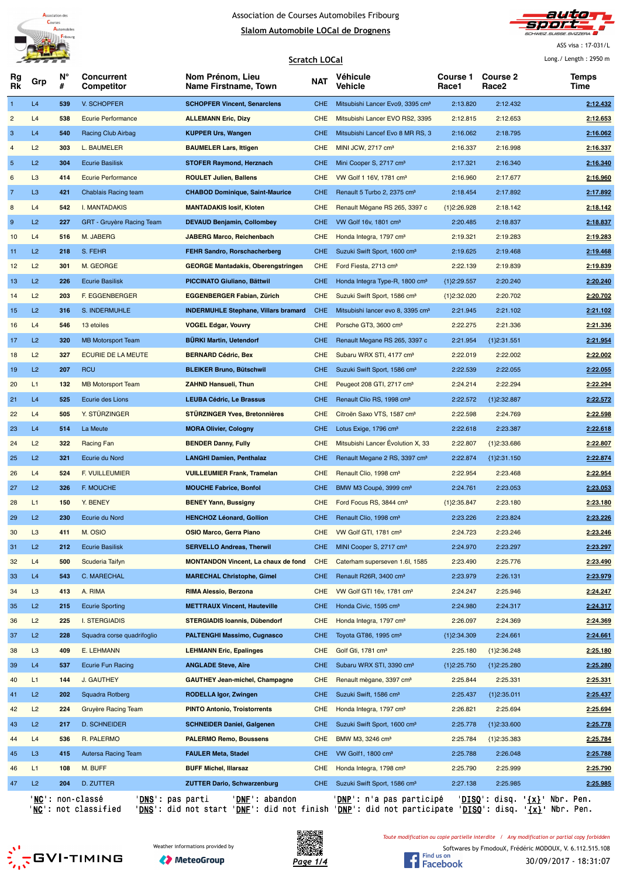Association de Courses Automobiles Fribourg

Slalom Automobile LOCal de Drognens

ASS visa : 17-031/L

## Scratch LOCal

Long./ Length : 2950 m

| Rg Rk | Grp | N° # | Concurrent Competitor | Nom Prénom, Lieu Name Firstname, Town | NAT | Véhicule Vehicle | Course 1 Race1 | Course 2 Race2 | Temps Time |
|---|---|---|---|---|---|---|---|---|---|
| 1 | L4 | 539 | V. SCHOPFER | **SCHOPFER Vincent, Senarclens** | CHE | Mitsubishi Lancer Evo9, 3395 cm³ | 2:13.820 | 2:12.432 | **2:12.432** |
| 2 | L4 | 538 | Ecurie Performance | **ALLEMANN Eric, Dizy** | CHE | Mitsubishi Lancer EVO RS2, 3395 | 2:12.815 | 2:12.653 | **2:12.653** |
| 3 | L4 | 540 | Racing Club Airbag | **KUPPER Urs, Wangen** | CHE | Mitsubishi Lancef Evo 8 MR RS, 3 | 2:16.062 | 2:18.795 | **2:16.062** |
| 4 | L2 | 303 | L. BAUMELER | **BAUMELER Lars, Ittigen** | CHE | MINI JCW, 2717 cm³ | 2:16.337 | 2:16.998 | **2:16.337** |
| 5 | L2 | 304 | Ecurie Basilisk | **STOFER Raymond, Herznach** | CHE | Mini Cooper S, 2717 cm³ | 2:17.321 | 2:16.340 | **2:16.340** |
| 6 | L3 | 414 | Ecurie Performance | **ROULET Julien, Ballens** | CHE | VW Golf 1 16V, 1781 cm³ | 2:16.960 | 2:17.677 | **2:16.960** |
| 7 | L3 | 421 | Chablais Racing team | **CHABOD Dominique, Saint-Maurice** | CHE | Renault 5 Turbo 2, 2375 cm³ | 2:18.454 | 2:17.892 | **2:17.892** |
| 8 | L4 | 542 | I. MANTADAKIS | **MANTADAKIS Iosif, Kloten** | CHE | Renault Mègane RS 265, 3397 c | {1}2:26.928 | 2:18.142 | **2:18.142** |
| 9 | L2 | 227 | GRT - Gruyère Racing Team | **DEVAUD Benjamin, Collombey** | CHE | VW Golf 16v, 1801 cm³ | 2:20.485 | 2:18.837 | **2:18.837** |
| 10 | L4 | 516 | M. JABERG | **JABERG Marco, Reichenbach** | CHE | Honda Integra, 1797 cm³ | 2:19.321 | 2:19.283 | **2:19.283** |
| 11 | L2 | 218 | S. FEHR | **FEHR Sandro, Rorschacherberg** | CHE | Suzuki Swift Sport, 1600 cm³ | 2:19.625 | 2:19.468 | **2:19.468** |
| 12 | L2 | 301 | M. GEORGE | **GEORGE Mantadakis, Oberengstringen** | CHE | Ford Fiesta, 2713 cm³ | 2:22.139 | 2:19.839 | **2:19.839** |
| 13 | L2 | 226 | Ecurie Basilisk | **PICCINATO Giuliano, Bättwil** | CHE | Honda Integra Type-R, 1800 cm³ | {1}2:29.557 | 2:20.240 | **2:20.240** |
| 14 | L2 | 203 | F. EGGENBERGER | **EGGENBERGER Fabian, Zürich** | CHE | Suzuki Swift Sport, 1586 cm³ | {1}2:32.020 | 2:20.702 | **2:20.702** |
| 15 | L2 | 316 | S. INDERMUHLE | **INDERMUHLE Stephane, Villars bramard** | CHE | Mitsubishi lancer evo 8, 3395 cm³ | 2:21.945 | 2:21.102 | **2:21.102** |
| 16 | L4 | 546 | 13 etoiles | **VOGEL Edgar, Vouvry** | CHE | Porsche GT3, 3600 cm³ | 2:22.275 | 2:21.336 | **2:21.336** |
| 17 | L2 | 320 | MB Motorsport Team | **BÜRKI Martin, Uetendorf** | CHE | Renault Megane RS 265, 3397 c | 2:21.954 | {1}2:31.551 | **2:21.954** |
| 18 | L2 | 327 | ECURIE DE LA MEUTE | **BERNARD Cédric, Bex** | CHE | Subaru WRX STI, 4177 cm³ | 2:22.019 | 2:22.002 | **2:22.002** |
| 19 | L2 | 207 | RCU | **BLEIKER Bruno, Bütschwil** | CHE | Suzuki Swift Sport, 1586 cm³ | 2:22.539 | 2:22.055 | **2:22.055** |
| 20 | L1 | 132 | MB Motorsport Team | **ZAHND Hansueli, Thun** | CHE | Peugeot 208 GTI, 2717 cm³ | 2:24.214 | 2:22.294 | **2:22.294** |
| 21 | L4 | 525 | Ecurie des Lions | **LEUBA Cédric, Le Brassus** | CHE | Renault Clio RS, 1998 cm³ | 2:22.572 | {1}2:32.887 | **2:22.572** |
| 22 | L4 | 505 | Y. STÜRZINGER | **STÜRZINGER Yves, Bretonnières** | CHE | Citroën Saxo VTS, 1587 cm³ | 2:22.598 | 2:24.769 | **2:22.598** |
| 23 | L4 | 514 | La Meute | **MORA Olivier, Cologny** | CHE | Lotus Exige, 1796 cm³ | 2:22.618 | 2:23.387 | **2:22.618** |
| 24 | L2 | 322 | Racing Fan | **BENDER Danny, Fully** | CHE | Mitsubishi Lancer Évolution X, 33 | 2:22.807 | {1}2:33.686 | **2:22.807** |
| 25 | L2 | 321 | Ecurie du Nord | **LANGHI Damien, Penthalaz** | CHE | Renault Megane 2 RS, 3397 cm³ | 2:22.874 | {1}2:31.150 | **2:22.874** |
| 26 | L4 | 524 | F. VUILLEUMIER | **VUILLEUMIER Frank, Tramelan** | CHE | Renault Clio, 1998 cm³ | 2:22.954 | 2:23.468 | **2:22.954** |
| 27 | L2 | 326 | F. MOUCHE | **MOUCHE Fabrice, Bonfol** | CHE | BMW M3 Coupé, 3999 cm³ | 2:24.761 | 2:23.053 | **2:23.053** |
| 28 | L1 | 150 | Y. BENEY | **BENEY Yann, Bussigny** | CHE | Ford Focus RS, 3844 cm³ | {1}2:35.847 | 2:23.180 | **2:23.180** |
| 29 | L2 | 230 | Ecurie du Nord | **HENCHOZ Léonard, Gollion** | CHE | Renault Clio, 1998 cm³ | 2:23.226 | 2:23.824 | **2:23.226** |
| 30 | L3 | 411 | M. OSIO | **OSIO Marco, Gerra Piano** | CHE | VW Golf GTI, 1781 cm³ | 2:24.723 | 2:23.246 | **2:23.246** |
| 31 | L2 | 212 | Ecurie Basilisk | **SERVELLO Andreas, Therwil** | CHE | MINI Cooper S, 2717 cm³ | 2:24.970 | 2:23.297 | **2:23.297** |
| 32 | L4 | 500 | Scuderia Taifyn | **MONTANDON Vincent, La chaux de fond** | CHE | Caterham superseven 1.6l, 1585 | 2:23.490 | 2:25.776 | **2:23.490** |
| 33 | L4 | 543 | C. MARECHAL | **MARECHAL Christophe, Gimel** | CHE | Renault R26R, 3400 cm³ | 2:23.979 | 2:26.131 | **2:23.979** |
| 34 | L3 | 413 | A. RIMA | **RIMA Alessio, Berzona** | CHE | VW Golf GTI 16v, 1781 cm³ | 2:24.247 | 2:25.946 | **2:24.247** |
| 35 | L2 | 215 | Ecurie Sporting | **METTRAUX Vincent, Hauteville** | CHE | Honda Civic, 1595 cm³ | 2:24.980 | 2:24.317 | **2:24.317** |
| 36 | L2 | 225 | I. STERGIADIS | **STERGIADIS Ioannis, Dübendorf** | CHE | Honda Integra, 1797 cm³ | 2:26.097 | 2:24.369 | **2:24.369** |
| 37 | L2 | 228 | Squadra corse quadrifoglio | **PALTENGHI Massimo, Cugnasco** | CHE | Toyota GT86, 1995 cm³ | {1}2:34.309 | 2:24.661 | **2:24.661** |
| 38 | L3 | 409 | E. LEHMANN | **LEHMANN Eric, Epalinges** | CHE | Golf Gti, 1781 cm³ | 2:25.180 | {1}2:36.248 | **2:25.180** |
| 39 | L4 | 537 | Ecurie Fun Racing | **ANGLADE Steve, Aïre** | CHE | Subaru WRX STI, 3390 cm³ | {1}2:25.750 | {1}2:25.280 | **2:25.280** |
| 40 | L1 | 144 | J. GAUTHEY | **GAUTHEY Jean-michel, Champagne** | CHE | Renault mègane, 3397 cm³ | 2:25.844 | 2:25.331 | **2:25.331** |
| 41 | L2 | 202 | Squadra Rotberg | **RODELLA Igor, Zwingen** | CHE | Suzuki Swift, 1586 cm³ | 2:25.437 | {1}2:35.011 | **2:25.437** |
| 42 | L2 | 224 | Gruyère Racing Team | **PINTO Antonio, Troistorrents** | CHE | Honda Integra, 1797 cm³ | 2:26.821 | 2:25.694 | **2:25.694** |
| 43 | L2 | 217 | D. SCHNEIDER | **SCHNEIDER Daniel, Galgenen** | CHE | Suzuki Swift Sport, 1600 cm³ | 2:25.778 | {1}2:33.600 | **2:25.778** |
| 44 | L4 | 536 | R. PALERMO | **PALERMO Remo, Boussens** | CHE | BMW M3, 3246 cm³ | 2:25.784 | {1}2:35.383 | **2:25.784** |
| 45 | L3 | 415 | Autersa Racing Team | **FAULER Meta, Stadel** | CHE | VW Golf1, 1800 cm³ | 2:25.788 | 2:26.048 | **2:25.788** |
| 46 | L1 | 108 | M. BUFF | **BUFF Michel, Illarsaz** | CHE | Honda Integra, 1798 cm³ | 2:25.790 | 2:25.999 | **2:25.790** |
| 47 | L2 | 204 | D. ZUTTER | **ZUTTER Dario, Schwarzenburg** | CHE | Suzuki Swift Sport, 1586 cm³ | 2:27.138 | 2:25.985 | **2:25.985** |

'NC': non-classé 'DNS': pas parti 'DNF': abandon 'DNP': n'a pas participé 'DISQ': disq. '{x}' Nbr. Pen.
'NC': not classified 'DNS': did not start 'DNF': did not finish 'DNP': did not participate 'DISQ': disq. '{x}' Nbr. Pen.

Weather informations provided by MeteoGroup

Toute modification ou copie partielle interdite / Any modification or partial copy forbidden

Softwares by FmodouX, Frédéric MODOUX, V. 6.112.515.108

30/09/2017 - 18:31:07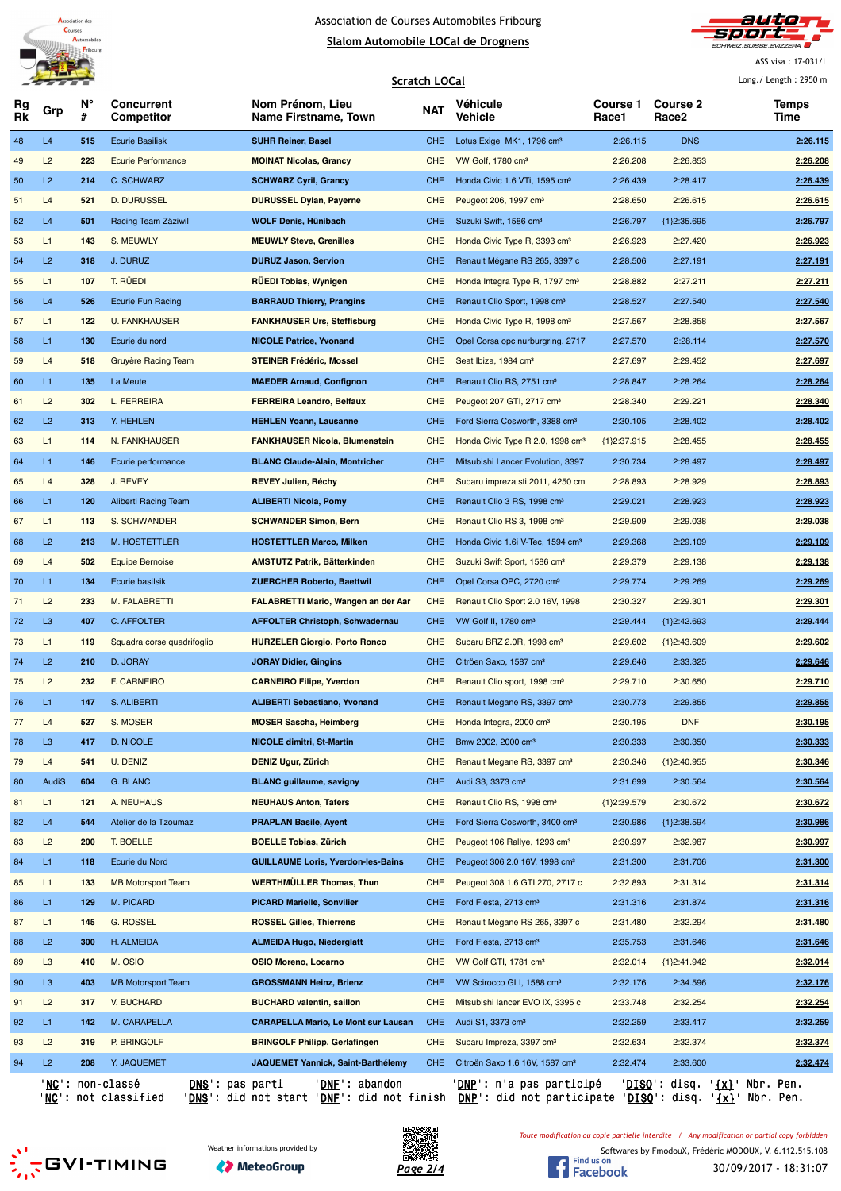Association de Courses Automobiles Fribourg

Slalom Automobile LOCal de Drognens

ASS visa : 17-031/L

Long./ Length : 2950 m

Scratch LOCal

| Rg Rk | Grp | N° # | Concurrent Competitor | Nom Prénom, Lieu Name Firstname, Town | NAT | Véhicule Vehicle | Course 1 Race1 | Course 2 Race2 | Temps Time |
|---|---|---|---|---|---|---|---|---|---|
| 48 | L4 | 515 | Ecurie Basilisk | SUHR Reiner, Basel | CHE | Lotus Exige MK1, 1796 cm³ | 2:26.115 | DNS | 2:26.115 |
| 49 | L2 | 223 | Ecurie Performance | MOINAT Nicolas, Grancy | CHE | VW Golf, 1780 cm³ | 2:26.208 | 2:26.853 | 2:26.208 |
| 50 | L2 | 214 | C. SCHWARZ | SCHWARZ Cyril, Grancy | CHE | Honda Civic 1.6 VTi, 1595 cm³ | 2:26.439 | 2:28.417 | 2:26.439 |
| 51 | L4 | 521 | D. DURUSSEL | DURUSSEL Dylan, Payerne | CHE | Peugeot 206, 1997 cm³ | 2:28.650 | 2:26.615 | 2:26.615 |
| 52 | L4 | 501 | Racing Team Zäziwil | WOLF Denis, Hünibach | CHE | Suzuki Swift, 1586 cm³ | 2:26.797 | {1}2:35.695 | 2:26.797 |
| 53 | L1 | 143 | S. MEUWLY | MEUWLY Steve, Grenilles | CHE | Honda Civic Type R, 3393 cm³ | 2:26.923 | 2:27.420 | 2:26.923 |
| 54 | L2 | 318 | J. DURUZ | DURUZ Jason, Servion | CHE | Renault Mégane RS 265, 3397 c | 2:28.506 | 2:27.191 | 2:27.191 |
| 55 | L1 | 107 | T. RÜEDI | RÜEDI Tobias, Wynigen | CHE | Honda Integra Type R, 1797 cm³ | 2:28.882 | 2:27.211 | 2:27.211 |
| 56 | L4 | 526 | Ecurie Fun Racing | BARRAUD Thierry, Prangins | CHE | Renault Clio Sport, 1998 cm³ | 2:28.527 | 2:27.540 | 2:27.540 |
| 57 | L1 | 122 | U. FANKHAUSER | FANKHAUSER Urs, Steffisburg | CHE | Honda Civic Type R, 1998 cm³ | 2:27.567 | 2:28.858 | 2:27.567 |
| 58 | L1 | 130 | Ecurie du nord | NICOLE Patrice, Yvonand | CHE | Opel Corsa opc nurburgring, 2717 | 2:27.570 | 2:28.114 | 2:27.570 |
| 59 | L4 | 518 | Gruyère Racing Team | STEINER Frédéric, Mossel | CHE | Seat Ibiza, 1984 cm³ | 2:27.697 | 2:29.452 | 2:27.697 |
| 60 | L1 | 135 | La Meute | MAEDER Arnaud, Confignon | CHE | Renault Clio RS, 2751 cm³ | 2:28.847 | 2:28.264 | 2:28.264 |
| 61 | L2 | 302 | L. FERREIRA | FERREIRA Leandro, Belfaux | CHE | Peugeot 207 GTI, 2717 cm³ | 2:28.340 | 2:29.221 | 2:28.340 |
| 62 | L2 | 313 | Y. HEHLEN | HEHLEN Yoann, Lausanne | CHE | Ford Sierra Cosworth, 3388 cm³ | 2:30.105 | 2:28.402 | 2:28.402 |
| 63 | L1 | 114 | N. FANKHAUSER | FANKHAUSER Nicola, Blumenstein | CHE | Honda Civic Type R 2.0, 1998 cm³ | {1}2:37.915 | 2:28.455 | 2:28.455 |
| 64 | L1 | 146 | Ecurie performance | BLANC Claude-Alain, Montricher | CHE | Mitsubishi Lancer Evolution, 3397 | 2:30.734 | 2:28.497 | 2:28.497 |
| 65 | L4 | 328 | J. REVEY | REVEY Julien, Réchy | CHE | Subaru impreza sti 2011, 4250 cm | 2:28.893 | 2:28.929 | 2:28.893 |
| 66 | L1 | 120 | Aliberti Racing Team | ALIBERTI Nicola, Pomy | CHE | Renault Clio 3 RS, 1998 cm³ | 2:29.021 | 2:28.923 | 2:28.923 |
| 67 | L1 | 113 | S. SCHWANDER | SCHWANDER Simon, Bern | CHE | Renault Clio RS 3, 1998 cm³ | 2:29.909 | 2:29.038 | 2:29.038 |
| 68 | L2 | 213 | M. HOSTETTLER | HOSTETTLER Marco, Milken | CHE | Honda Civic 1.6i V-Tec, 1594 cm³ | 2:29.368 | 2:29.109 | 2:29.109 |
| 69 | L4 | 502 | Equipe Bernoise | AMSTUTZ Patrik, Bätterkinden | CHE | Suzuki Swift Sport, 1586 cm³ | 2:29.379 | 2:29.138 | 2:29.138 |
| 70 | L1 | 134 | Ecurie basilsik | ZUERCHER Roberto, Baettwil | CHE | Opel Corsa OPC, 2720 cm³ | 2:29.774 | 2:29.269 | 2:29.269 |
| 71 | L2 | 233 | M. FALABRETTI | FALABRETTI Mario, Wangen an der Aar | CHE | Renault Clio Sport 2.0 16V, 1998 | 2:30.327 | 2:29.301 | 2:29.301 |
| 72 | L3 | 407 | C. AFFOLTER | AFFOLTER Christoph, Schwadernau | CHE | VW Golf II, 1780 cm³ | 2:29.444 | {1}2:42.693 | 2:29.444 |
| 73 | L1 | 119 | Squadra corse quadrifoglio | HURZELER Giorgio, Porto Ronco | CHE | Subaru BRZ 2.0R, 1998 cm³ | 2:29.602 | {1}2:43.609 | 2:29.602 |
| 74 | L2 | 210 | D. JORAY | JORAY Didier, Gingins | CHE | Citröen Saxo, 1587 cm³ | 2:29.646 | 2:33.325 | 2:29.646 |
| 75 | L2 | 232 | F. CARNEIRO | CARNEIRO Filipe, Yverdon | CHE | Renault Clio sport, 1998 cm³ | 2:29.710 | 2:30.650 | 2:29.710 |
| 76 | L1 | 147 | S. ALIBERTI | ALIBERTI Sebastiano, Yvonand | CHE | Renault Megane RS, 3397 cm³ | 2:30.773 | 2:29.855 | 2:29.855 |
| 77 | L4 | 527 | S. MOSER | MOSER Sascha, Heimberg | CHE | Honda Integra, 2000 cm³ | 2:30.195 | DNF | 2:30.195 |
| 78 | L3 | 417 | D. NICOLE | NICOLE dimitri, St-Martin | CHE | Bmw 2002, 2000 cm³ | 2:30.333 | 2:30.350 | 2:30.333 |
| 79 | L4 | 541 | U. DENIZ | DENIZ Ugur, Zürich | CHE | Renault Megane RS, 3397 cm³ | 2:30.346 | {1}2:40.955 | 2:30.346 |
| 80 | AudiS | 604 | G. BLANC | BLANC guillaume, savigny | CHE | Audi S3, 3373 cm³ | 2:31.699 | 2:30.564 | 2:30.564 |
| 81 | L1 | 121 | A. NEUHAUS | NEUHAUS Anton, Tafers | CHE | Renault Clio RS, 1998 cm³ | {1}2:39.579 | 2:30.672 | 2:30.672 |
| 82 | L4 | 544 | Atelier de la Tzoumaz | PRAPLAN Basile, Ayent | CHE | Ford Sierra Cosworth, 3400 cm³ | 2:30.986 | {1}2:38.594 | 2:30.986 |
| 83 | L2 | 200 | T. BOELLE | BOELLE Tobias, Zürich | CHE | Peugeot 106 Rallye, 1293 cm³ | 2:30.997 | 2:32.987 | 2:30.997 |
| 84 | L1 | 118 | Ecurie du Nord | GUILLAUME Loris, Yverdon-les-Bains | CHE | Peugeot 306 2.0 16V, 1998 cm³ | 2:31.300 | 2:31.706 | 2:31.300 |
| 85 | L1 | 133 | MB Motorsport Team | WERTHMÜLLER Thomas, Thun | CHE | Peugeot 308 1.6 GTI 270, 2717 c | 2:32.893 | 2:31.314 | 2:31.314 |
| 86 | L1 | 129 | M. PICARD | PICARD Marielle, Sonvilier | CHE | Ford Fiesta, 2713 cm³ | 2:31.316 | 2:31.874 | 2:31.316 |
| 87 | L1 | 145 | G. ROSSEL | ROSSEL Gilles, Thierrens | CHE | Renault Mégane RS 265, 3397 c | 2:31.480 | 2:32.294 | 2:31.480 |
| 88 | L2 | 300 | H. ALMEIDA | ALMEIDA Hugo, Niederglatt | CHE | Ford Fiesta, 2713 cm³ | 2:35.753 | 2:31.646 | 2:31.646 |
| 89 | L3 | 410 | M. OSIO | OSIO Moreno, Locarno | CHE | VW Golf GTI, 1781 cm³ | 2:32.014 | {1}2:41.942 | 2:32.014 |
| 90 | L3 | 403 | MB Motorsport Team | GROSSMANN Heinz, Brienz | CHE | VW Scirocco GLI, 1588 cm³ | 2:32.176 | 2:34.596 | 2:32.176 |
| 91 | L2 | 317 | V. BUCHARD | BUCHARD valentin, saillon | CHE | Mitsubishi lancer EVO IX, 3395 c | 2:33.748 | 2:32.254 | 2:32.254 |
| 92 | L1 | 142 | M. CARAPELLA | CARAPELLA Mario, Le Mont sur Lausan | CHE | Audi S1, 3373 cm³ | 2:32.259 | 2:33.417 | 2:32.259 |
| 93 | L2 | 319 | P. BRINGOLF | BRINGOLF Philipp, Gerlafingen | CHE | Subaru Impreza, 3397 cm³ | 2:32.634 | 2:32.374 | 2:32.374 |
| 94 | L2 | 208 | Y. JAQUEMET | JAQUEMET Yannick, Saint-Barthélemy | CHE | Citröen Saxo 1.6 16V, 1587 cm³ | 2:32.474 | 2:33.600 | 2:32.474 |

'NC': non-classé 'DNS': pas parti 'DNF': abandon 'DNP': n'a pas participé 'DISQ': disq. '{x}' Nbr. Pen.
'NC': not classified 'DNS': did not start 'DNF': did not finish 'DNP': did not participate 'DISQ': disq. '{x}' Nbr. Pen.

Weather informations provided by MeteoGroup

Toute modification ou copie partielle interdite / Any modification or partial copy forbidden

Softwares by FmodouX, Frédéric MODOUX, V. 6.112.515.108

30/09/2017 - 18:31:07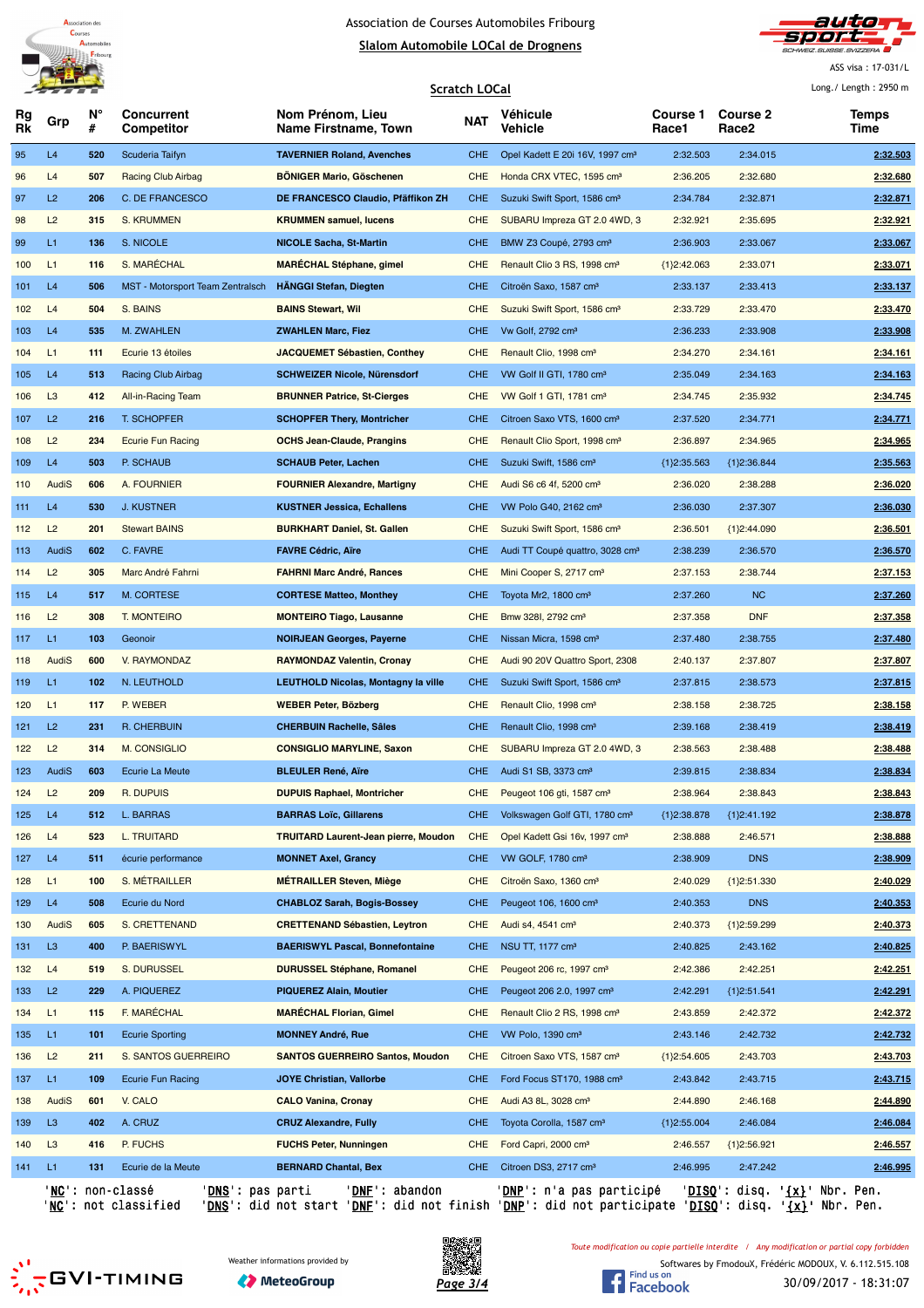Association de Courses Automobiles Fribourg

**Slalom Automobile LOCal de Drognens**

ASS visa : 17-031/L

**Scratch LOCal**

Long./ Length : 2950 m

| Rg Rk | Grp | N° # | Concurrent Competitor | Nom Prénom, Lieu Name Firstname, Town | NAT | Véhicule Vehicle | Course 1 Race1 | Course 2 Race2 | Temps Time |
|---|---|---|---|---|---|---|---|---|---|
| 95 | L4 | 520 | Scuderia Taifyn | **TAVERNIER Roland, Avenches** | CHE | Opel Kadett E 20i 16V, 1997 cm³ | 2:32.503 | 2:34.015 | **2:32.503** |
| 96 | L4 | 507 | Racing Club Airbag | **BÖNIGER Mario, Göschenen** | CHE | Honda CRX VTEC, 1595 cm³ | 2:36.205 | 2:32.680 | **2:32.680** |
| 97 | L2 | 206 | C. DE FRANCESCO | **DE FRANCESCO Claudio, Pfäffikon ZH** | CHE | Suzuki Swift Sport, 1586 cm³ | 2:34.784 | 2:32.871 | **2:32.871** |
| 98 | L2 | 315 | S. KRUMMEN | **KRUMMEN samuel, lucens** | CHE | SUBARU Impreza GT 2.0 4WD, 3 | 2:32.921 | 2:35.695 | **2:32.921** |
| 99 | L1 | 136 | S. NICOLE | **NICOLE Sacha, St-Martin** | CHE | BMW Z3 Coupé, 2793 cm³ | 2:36.903 | 2:33.067 | **2:33.067** |
| 100 | L1 | 116 | S. MARÉCHAL | **MARÉCHAL Stéphane, gimel** | CHE | Renault Clio 3 RS, 1998 cm³ | {1}2:42.063 | 2:33.071 | **2:33.071** |
| 101 | L4 | 506 | MST - Motorsport Team Zentralsch | **HÄNGGI Stefan, Diegten** | CHE | Citroën Saxo, 1587 cm³ | 2:33.137 | 2:33.413 | **2:33.137** |
| 102 | L4 | 504 | S. BAINS | **BAINS Stewart, Wil** | CHE | Suzuki Swift Sport, 1586 cm³ | 2:33.729 | 2:33.470 | **2:33.470** |
| 103 | L4 | 535 | M. ZWAHLEN | **ZWAHLEN Marc, Fiez** | CHE | Vw Golf, 2792 cm³ | 2:36.233 | 2:33.908 | **2:33.908** |
| 104 | L1 | 111 | Ecurie 13 étoiles | **JACQUEMET Sébastien, Conthey** | CHE | Renault Clio, 1998 cm³ | 2:34.270 | 2:34.161 | **2:34.161** |
| 105 | L4 | 513 | Racing Club Airbag | **SCHWEIZER Nicole, Nürensdorf** | CHE | VW Golf II GTI, 1780 cm³ | 2:35.049 | 2:34.163 | **2:34.163** |
| 106 | L3 | 412 | All-in-Racing Team | **BRUNNER Patrice, St-Cierges** | CHE | VW Golf 1 GTI, 1781 cm³ | 2:34.745 | 2:35.932 | **2:34.745** |
| 107 | L2 | 216 | T. SCHOPFER | **SCHOPFER Thery, Montricher** | CHE | Citroen Saxo VTS, 1600 cm³ | 2:37.520 | 2:34.771 | **2:34.771** |
| 108 | L2 | 234 | Ecurie Fun Racing | **OCHS Jean-Claude, Prangins** | CHE | Renault Clio Sport, 1998 cm³ | 2:36.897 | 2:34.965 | **2:34.965** |
| 109 | L4 | 503 | P. SCHAUB | **SCHAUB Peter, Lachen** | CHE | Suzuki Swift, 1586 cm³ | {1}2:35.563 | {1}2:36.844 | **2:35.563** |
| 110 | AudiS | 606 | A. FOURNIER | **FOURNIER Alexandre, Martigny** | CHE | Audi S6 c6 4f, 5200 cm³ | 2:36.020 | 2:38.288 | **2:36.020** |
| 111 | L4 | 530 | J. KUSTNER | **KUSTNER Jessica, Echallens** | CHE | VW Polo G40, 2162 cm³ | 2:36.030 | 2:37.307 | **2:36.030** |
| 112 | L2 | 201 | Stewart BAINS | **BURKHART Daniel, St. Gallen** | CHE | Suzuki Swift Sport, 1586 cm³ | 2:36.501 | {1}2:44.090 | **2:36.501** |
| 113 | AudiS | 602 | C. FAVRE | **FAVRE Cédric, Aïre** | CHE | Audi TT Coupé quattro, 3028 cm³ | 2:38.239 | 2:36.570 | **2:36.570** |
| 114 | L2 | 305 | Marc André Fahrni | **FAHRNI Marc André, Rances** | CHE | Mini Cooper S, 2717 cm³ | 2:37.153 | 2:38.744 | **2:37.153** |
| 115 | L4 | 517 | M. CORTESE | **CORTESE Matteo, Monthey** | CHE | Toyota Mr2, 1800 cm³ | 2:37.260 | NC | **2:37.260** |
| 116 | L2 | 308 | T. MONTEIRO | **MONTEIRO Tiago, Lausanne** | CHE | Bmw 328I, 2792 cm³ | 2:37.358 | DNF | **2:37.358** |
| 117 | L1 | 103 | Geonoir | **NOIRJEAN Georges, Payerne** | CHE | Nissan Micra, 1598 cm³ | 2:37.480 | 2:38.755 | **2:37.480** |
| 118 | AudiS | 600 | V. RAYMONDAZ | **RAYMONDAZ Valentin, Cronay** | CHE | Audi 90 20V Quattro Sport, 2308 | 2:40.137 | 2:37.807 | **2:37.807** |
| 119 | L1 | 102 | N. LEUTHOLD | **LEUTHOLD Nicolas, Montagny la ville** | CHE | Suzuki Swift Sport, 1586 cm³ | 2:37.815 | 2:38.573 | **2:37.815** |
| 120 | L1 | 117 | P. WEBER | **WEBER Peter, Bözberg** | CHE | Renault Clio, 1998 cm³ | 2:38.158 | 2:38.725 | **2:38.158** |
| 121 | L2 | 231 | R. CHERBUIN | **CHERBUIN Rachelle, Sâles** | CHE | Renault Clio, 1998 cm³ | 2:39.168 | 2:38.419 | **2:38.419** |
| 122 | L2 | 314 | M. CONSIGLIO | **CONSIGLIO MARYLINE, Saxon** | CHE | SUBARU Impreza GT 2.0 4WD, 3 | 2:38.563 | 2:38.488 | **2:38.488** |
| 123 | AudiS | 603 | Ecurie La Meute | **BLEULER René, Aïre** | CHE | Audi S1 SB, 3373 cm³ | 2:39.815 | 2:38.834 | **2:38.834** |
| 124 | L2 | 209 | R. DUPUIS | **DUPUIS Raphael, Montricher** | CHE | Peugeot 106 gti, 1587 cm³ | 2:38.964 | 2:38.843 | **2:38.843** |
| 125 | L4 | 512 | L. BARRAS | **BARRAS Loïc, Gillarens** | CHE | Volkswagen Golf GTI, 1780 cm³ | {1}2:38.878 | {1}2:41.192 | **2:38.878** |
| 126 | L4 | 523 | L. TRUITARD | **TRUITARD Laurent-Jean pierre, Moudon** | CHE | Opel Kadett Gsi 16v, 1997 cm³ | 2:38.888 | 2:46.571 | **2:38.888** |
| 127 | L4 | 511 | écurie performance | **MONNET Axel, Grancy** | CHE | VW GOLF, 1780 cm³ | 2:38.909 | DNS | **2:38.909** |
| 128 | L1 | 100 | S. MÉTRAILLER | **MÉTRAILLER Steven, Miège** | CHE | Citroën Saxo, 1360 cm³ | 2:40.029 | {1}2:51.330 | **2:40.029** |
| 129 | L4 | 508 | Ecurie du Nord | **CHABLOZ Sarah, Bogis-Bossey** | CHE | Peugeot 106, 1600 cm³ | 2:40.353 | DNS | **2:40.353** |
| 130 | AudiS | 605 | S. CRETTENAND | **CRETTENAND Sébastien, Leytron** | CHE | Audi s4, 4541 cm³ | 2:40.373 | {1}2:59.299 | **2:40.373** |
| 131 | L3 | 400 | P. BAERISWYL | **BAERISWYL Pascal, Bonnefontaine** | CHE | NSU TT, 1177 cm³ | 2:40.825 | 2:43.162 | **2:40.825** |
| 132 | L4 | 519 | S. DURUSSEL | **DURUSSEL Stéphane, Romanel** | CHE | Peugeot 206 rc, 1997 cm³ | 2:42.386 | 2:42.251 | **2:42.251** |
| 133 | L2 | 229 | A. PIQUEREZ | **PIQUEREZ Alain, Moutier** | CHE | Peugeot 206 2.0, 1997 cm³ | 2:42.291 | {1}2:51.541 | **2:42.291** |
| 134 | L1 | 115 | F. MARÉCHAL | **MARÉCHAL Florian, Gimel** | CHE | Renault Clio 2 RS, 1998 cm³ | 2:43.859 | 2:42.372 | **2:42.372** |
| 135 | L1 | 101 | Ecurie Sporting | **MONNEY André, Rue** | CHE | VW Polo, 1390 cm³ | 2:43.146 | 2:42.732 | **2:42.732** |
| 136 | L2 | 211 | S. SANTOS GUERREIRO | **SANTOS GUERREIRO Santos, Moudon** | CHE | Citroen Saxo VTS, 1587 cm³ | {1}2:54.605 | 2:43.703 | **2:43.703** |
| 137 | L1 | 109 | Ecurie Fun Racing | **JOYE Christian, Vallorbe** | CHE | Ford Focus ST170, 1988 cm³ | 2:43.842 | 2:43.715 | **2:43.715** |
| 138 | AudiS | 601 | V. CALO | **CALO Vanina, Cronay** | CHE | Audi A3 8L, 3028 cm³ | 2:44.890 | 2:46.168 | **2:44.890** |
| 139 | L3 | 402 | A. CRUZ | **CRUZ Alexandre, Fully** | CHE | Toyota Corolla, 1587 cm³ | {1}2:55.004 | 2:46.084 | **2:46.084** |
| 140 | L3 | 416 | P. FUCHS | **FUCHS Peter, Nunningen** | CHE | Ford Capri, 2000 cm³ | 2:46.557 | {1}2:56.921 | **2:46.557** |
| 141 | L1 | 131 | Ecurie de la Meute | **BERNARD Chantal, Bex** | CHE | Citroen DS3, 2717 cm³ | 2:46.995 | 2:47.242 | **2:46.995** |

'**NC**': non-classé '**DNS**': pas parti '**DNF**': abandon '**DNP**': n'a pas participé '**DISQ**': disq. '**{x}**' Nbr. Pen.
'**NC**': not classified '**DNS**': did not start '**DNF**': did not finish '**DNP**': did not participate '**DISQ**': disq. '**{x}**' Nbr. Pen.

Weather informations provided by MeteoGroup

*Toute modification ou copie partielle interdite / Any modification or partial copy forbidden*

Softwares by FmodouX, Frédéric MODOUX, V. 6.112.515.108

30/09/2017 - 18:31:07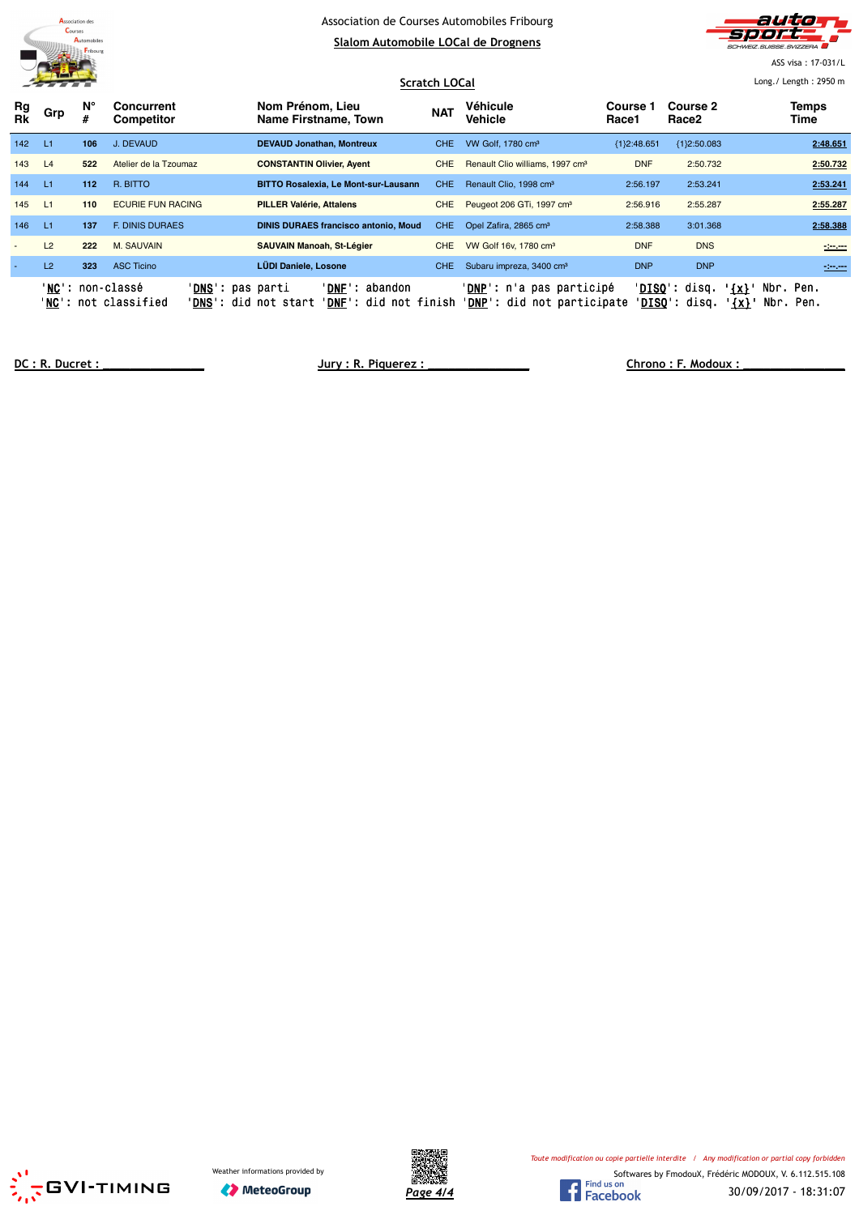Association de Courses Automobiles Fribourg

**Slalom Automobile LOCal de Drognens**

ASS visa : 17-031/L

**Scratch LOCal**

Long./ Length : 2950 m

| Rg Rk | Grp | N° # | Concurrent Competitor | Nom Prénom, Lieu Name Firstname, Town | NAT | Véhicule Vehicle | Course 1 Race1 | Course 2 Race2 | Temps Time |
|---|---|---|---|---|---|---|---|---|---|
| 142 | L1 | 106 | J. DEVAUD | DEVAUD Jonathan, Montreux | CHE | VW Golf, 1780 cm³ | {1}2:48.651 | {1}2:50.083 | 2:48.651 |
| 143 | L4 | 522 | Atelier de la Tzoumaz | CONSTANTIN Olivier, Ayent | CHE | Renault Clio williams, 1997 cm³ | DNF | 2:50.732 | 2:50.732 |
| 144 | L1 | 112 | R. BITTO | BITTO Rosalexia, Le Mont-sur-Lausann | CHE | Renault Clio, 1998 cm³ | 2:56.197 | 2:53.241 | 2:53.241 |
| 145 | L1 | 110 | ECURIE FUN RACING | PILLER Valérie, Attalens | CHE | Peugeot 206 GTi, 1997 cm³ | 2:56.916 | 2:55.287 | 2:55.287 |
| 146 | L1 | 137 | F. DINIS DURAES | DINIS DURAES francisco antonio, Moud | CHE | Opel Zafira, 2865 cm³ | 2:58.388 | 3:01.368 | 2:58.388 |
| - | L2 | 222 | M. SAUVAIN | SAUVAIN Manoah, St-Légier | CHE | VW Golf 16v, 1780 cm³ | DNF | DNS | -:--.--- |
| - | L2 | 323 | ASC Ticino | LÜDI Daniele, Losone | CHE | Subaru impreza, 3400 cm³ | DNP | DNP | -:--.--- |

'NC': non-classé 'DNS': pas parti 'DNF': abandon 'DNP': n'a pas participé 'DISQ': disq. '{x}' Nbr. Pen.
'NC': not classified 'DNS': did not start 'DNF': did not finish 'DNP': did not participate 'DISQ': disq. '{x}' Nbr. Pen.

DC : R. Ducret : ______________ Jury : R. Piquerez : ______________ Chrono : F. Modoux : ______________

Weather informations provided by MeteoGroup

*Toute modification ou copie partielle interdite / Any modification or partial copy forbidden*

Softwares by FmodouX, Frédéric MODOUX, V. 6.112.515.108

30/09/2017 - 18:31:07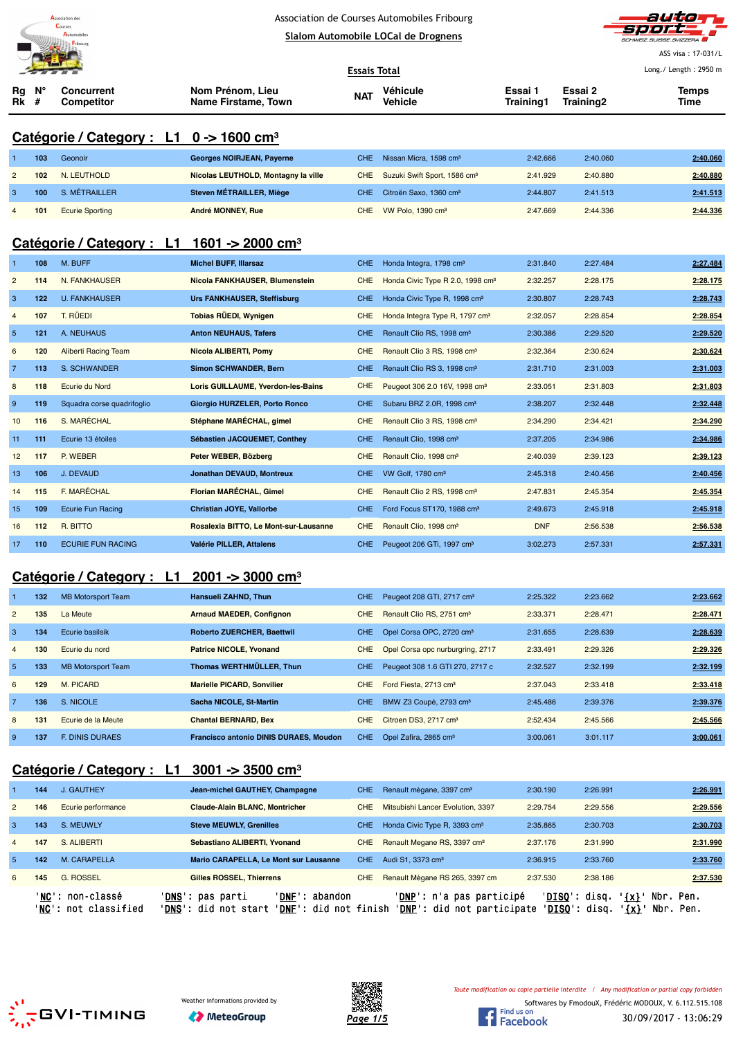Association de Courses Automobiles Fribourg

Slalom Automobile LOCal de Drognens

ASS visa : 17-031/L

Long./ Length : 2950 m

## Essais Total

## Catégorie / Category : L1 0 -> 1600 cm³

| Rg Rk | N° # | Concurrent Competitor | Nom Prénom, Lieu Name Firstame, Town | NAT | Véhicule Vehicle | Essai 1 Training1 | Essai 2 Training2 | Temps Time |
|---|---|---|---|---|---|---|---|---|
| 1 | 103 | Geonoir | Georges NOIRJEAN, Payerne | CHE | Nissan Micra, 1598 cm³ | 2:42.666 | 2:40.060 | 2:40.060 |
| 2 | 102 | N. LEUTHOLD | Nicolas LEUTHOLD, Montagny la ville | CHE | Suzuki Swift Sport, 1586 cm³ | 2:41.929 | 2:40.880 | 2:40.880 |
| 3 | 100 | S. MÉTRAILLER | Steven MÉTRAILLER, Miège | CHE | Citroën Saxo, 1360 cm³ | 2:44.807 | 2:41.513 | 2:41.513 |
| 4 | 101 | Ecurie Sporting | André MONNEY, Rue | CHE | VW Polo, 1390 cm³ | 2:47.669 | 2:44.336 | 2:44.336 |

## Catégorie / Category : L1 1601 -> 2000 cm³

| Rg Rk | N° # | Concurrent Competitor | Nom Prénom, Lieu Name Firstame, Town | NAT | Véhicule Vehicle | Essai 1 Training1 | Essai 2 Training2 | Temps Time |
|---|---|---|---|---|---|---|---|---|
| 1 | 108 | M. BUFF | Michel BUFF, Illarsaz | CHE | Honda Integra, 1798 cm³ | 2:31.840 | 2:27.484 | 2:27.484 |
| 2 | 114 | N. FANKHAUSER | Nicola FANKHAUSER, Blumenstein | CHE | Honda Civic Type R 2.0, 1998 cm³ | 2:32.257 | 2:28.175 | 2:28.175 |
| 3 | 122 | U. FANKHAUSER | Urs FANKHAUSER, Steffisburg | CHE | Honda Civic Type R, 1998 cm³ | 2:30.807 | 2:28.743 | 2:28.743 |
| 4 | 107 | T. RÜEDI | Tobias RÜEDI, Wynigen | CHE | Honda Integra Type R, 1797 cm³ | 2:32.057 | 2:28.854 | 2:28.854 |
| 5 | 121 | A. NEUHAUS | Anton NEUHAUS, Tafers | CHE | Renault Clio RS, 1998 cm³ | 2:30.386 | 2:29.520 | 2:29.520 |
| 6 | 120 | Aliberti Racing Team | Nicola ALIBERTI, Pomy | CHE | Renault Clio 3 RS, 1998 cm³ | 2:32.364 | 2:30.624 | 2:30.624 |
| 7 | 113 | S. SCHWANDER | Simon SCHWANDER, Bern | CHE | Renault Clio RS 3, 1998 cm³ | 2:31.710 | 2:31.003 | 2:31.003 |
| 8 | 118 | Ecurie du Nord | Loris GUILLAUME, Yverdon-les-Bains | CHE | Peugeot 306 2.0 16V, 1998 cm³ | 2:33.051 | 2:31.803 | 2:31.803 |
| 9 | 119 | Squadra corse quadrifoglio | Giorgio HURZELER, Porto Ronco | CHE | Subaru BRZ 2.0R, 1998 cm³ | 2:38.207 | 2:32.448 | 2:32.448 |
| 10 | 116 | S. MARÉCHAL | Stéphane MARÉCHAL, gimel | CHE | Renault Clio 3 RS, 1998 cm³ | 2:34.290 | 2:34.421 | 2:34.290 |
| 11 | 111 | Ecurie 13 étoiles | Sébastien JACQUEMET, Conthey | CHE | Renault Clio, 1998 cm³ | 2:37.205 | 2:34.986 | 2:34.986 |
| 12 | 117 | P. WEBER | Peter WEBER, Bözberg | CHE | Renault Clio, 1998 cm³ | 2:40.039 | 2:39.123 | 2:39.123 |
| 13 | 106 | J. DEVAUD | Jonathan DEVAUD, Montreux | CHE | VW Golf, 1780 cm³ | 2:45.318 | 2:40.456 | 2:40.456 |
| 14 | 115 | F. MARÉCHAL | Florian MARÉCHAL, Gimel | CHE | Renault Clio 2 RS, 1998 cm³ | 2:47.831 | 2:45.354 | 2:45.354 |
| 15 | 109 | Ecurie Fun Racing | Christian JOYE, Vallorbe | CHE | Ford Focus ST170, 1988 cm³ | 2:49.673 | 2:45.918 | 2:45.918 |
| 16 | 112 | R. BITTO | Rosalexia BITTO, Le Mont-sur-Lausanne | CHE | Renault Clio, 1998 cm³ | DNF | 2:56.538 | 2:56.538 |
| 17 | 110 | ECURIE FUN RACING | Valérie PILLER, Attalens | CHE | Peugeot 206 GTi, 1997 cm³ | 3:02.273 | 2:57.331 | 2:57.331 |

## Catégorie / Category : L1 2001 -> 3000 cm³

| Rg Rk | N° # | Concurrent Competitor | Nom Prénom, Lieu Name Firstame, Town | NAT | Véhicule Vehicle | Essai 1 Training1 | Essai 2 Training2 | Temps Time |
|---|---|---|---|---|---|---|---|---|
| 1 | 132 | MB Motorsport Team | Hansueli ZAHND, Thun | CHE | Peugeot 208 GTI, 2717 cm³ | 2:25.322 | 2:23.662 | 2:23.662 |
| 2 | 135 | La Meute | Arnaud MAEDER, Confignon | CHE | Renault Clio RS, 2751 cm³ | 2:33.371 | 2:28.471 | 2:28.471 |
| 3 | 134 | Ecurie basilsik | Roberto ZUERCHER, Baettwil | CHE | Opel Corsa OPC, 2720 cm³ | 2:31.655 | 2:28.639 | 2:28.639 |
| 4 | 130 | Ecurie du nord | Patrice NICOLE, Yvonand | CHE | Opel Corsa opc nurburgring, 2717 | 2:33.491 | 2:29.326 | 2:29.326 |
| 5 | 133 | MB Motorsport Team | Thomas WERTHMÜLLER, Thun | CHE | Peugeot 308 1.6 GTI 270, 2717 c | 2:32.527 | 2:32.199 | 2:32.199 |
| 6 | 129 | M. PICARD | Marielle PICARD, Sonvilier | CHE | Ford Fiesta, 2713 cm³ | 2:37.043 | 2:33.418 | 2:33.418 |
| 7 | 136 | S. NICOLE | Sacha NICOLE, St-Martin | CHE | BMW Z3 Coupé, 2793 cm³ | 2:45.486 | 2:39.376 | 2:39.376 |
| 8 | 131 | Ecurie de la Meute | Chantal BERNARD, Bex | CHE | Citroen DS3, 2717 cm³ | 2:52.434 | 2:45.566 | 2:45.566 |
| 9 | 137 | F. DINIS DURAES | Francisco antonio DINIS DURAES, Moudon | CHE | Opel Zafira, 2865 cm³ | 3:00.061 | 3:01.117 | 3:00.061 |

## Catégorie / Category : L1 3001 -> 3500 cm³

| Rg Rk | N° # | Concurrent Competitor | Nom Prénom, Lieu Name Firstame, Town | NAT | Véhicule Vehicle | Essai 1 Training1 | Essai 2 Training2 | Temps Time |
|---|---|---|---|---|---|---|---|---|
| 1 | 144 | J. GAUTHEY | Jean-michel GAUTHEY, Champagne | CHE | Renault mègane, 3397 cm³ | 2:30.190 | 2:26.991 | 2:26.991 |
| 2 | 146 | Ecurie performance | Claude-Alain BLANC, Montricher | CHE | Mitsubishi Lancer Evolution, 3397 | 2:29.754 | 2:29.556 | 2:29.556 |
| 3 | 143 | S. MEUWLY | Steve MEUWLY, Grenilles | CHE | Honda Civic Type R, 3393 cm³ | 2:35.865 | 2:30.703 | 2:30.703 |
| 4 | 147 | S. ALIBERTI | Sebastiano ALIBERTI, Yvonand | CHE | Renault Megane RS, 3397 cm³ | 2:37.176 | 2:31.990 | 2:31.990 |
| 5 | 142 | M. CARAPELLA | Mario CARAPELLA, Le Mont sur Lausanne | CHE | Audi S1, 3373 cm³ | 2:36.915 | 2:33.760 | 2:33.760 |
| 6 | 145 | G. ROSSEL | Gilles ROSSEL, Thierrens | CHE | Renault Mégane RS 265, 3397 cm | 2:37.530 | 2:38.186 | 2:37.530 |

'NC': non-classé 'DNS': pas parti 'DNF': abandon 'DNP': n'a pas participé 'DISQ': disq. '{x}' Nbr. Pen.
'NC': not classified 'DNS': did not start 'DNF': did not finish 'DNP': did not participate 'DISQ': disq. '{x}' Nbr. Pen.

Weather informations provided by MeteoGroup

Toute modification ou copie partielle interdite / Any modification or partial copy forbidden

Softwares by FmodouX, Frédéric MODOUX, V. 6.112.515.108

30/09/2017 - 13:06:29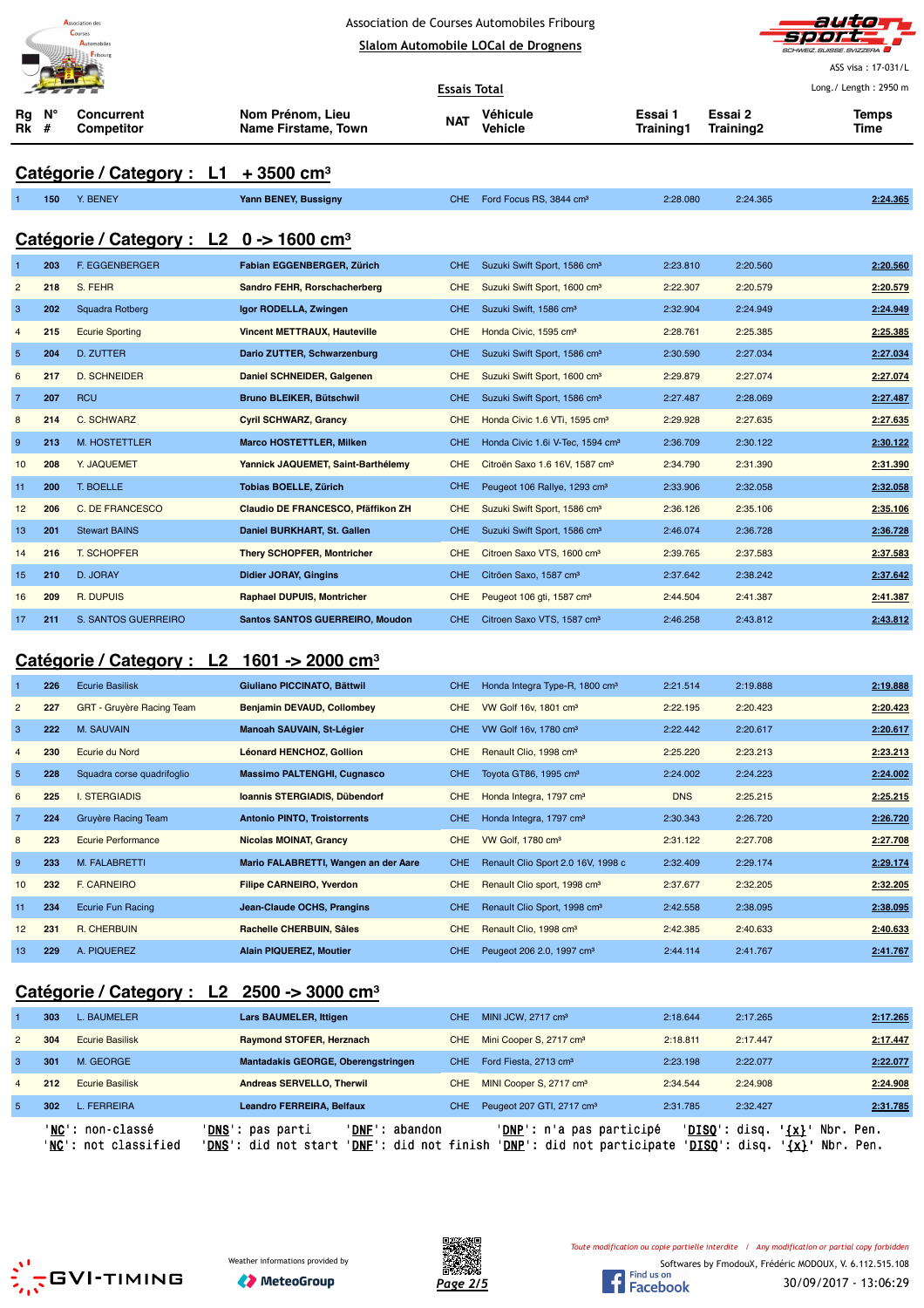Association de Courses Automobiles Fribourg

Slalom Automobile LOCal de Drognens

ASS visa : 17-031/L

Long./ Length : 2950 m

Essais Total

## Catégorie / Category : L1 + 3500 cm³

| Rg Rk | N° # | Concurrent Competitor | Nom Prénom, Lieu Name Firstame, Town | NAT | Véhicule Vehicle | Essai 1 Training1 | Essai 2 Training2 | Temps Time |
|---|---|---|---|---|---|---|---|---|
| 1 | 150 | Y. BENEY | Yann BENEY, Bussigny | CHE | Ford Focus RS, 3844 cm³ | 2:28.080 | 2:24.365 | 2:24.365 |

## Catégorie / Category : L2 0 -> 1600 cm³

| Rg Rk | N° # | Concurrent Competitor | Nom Prénom, Lieu Name Firstame, Town | NAT | Véhicule Vehicle | Essai 1 Training1 | Essai 2 Training2 | Temps Time |
|---|---|---|---|---|---|---|---|---|
| 1 | 203 | F. EGGENBERGER | Fabian EGGENBERGER, Zürich | CHE | Suzuki Swift Sport, 1586 cm³ | 2:23.810 | 2:20.560 | 2:20.560 |
| 2 | 218 | S. FEHR | Sandro FEHR, Rorschacherberg | CHE | Suzuki Swift Sport, 1600 cm³ | 2:22.307 | 2:20.579 | 2:20.579 |
| 3 | 202 | Squadra Rotberg | Igor RODELLA, Zwingen | CHE | Suzuki Swift, 1586 cm³ | 2:32.904 | 2:24.949 | 2:24.949 |
| 4 | 215 | Ecurie Sporting | Vincent METTRAUX, Hauteville | CHE | Honda Civic, 1595 cm³ | 2:28.761 | 2:25.385 | 2:25.385 |
| 5 | 204 | D. ZUTTER | Dario ZUTTER, Schwarzenburg | CHE | Suzuki Swift Sport, 1586 cm³ | 2:30.590 | 2:27.034 | 2:27.034 |
| 6 | 217 | D. SCHNEIDER | Daniel SCHNEIDER, Galgenen | CHE | Suzuki Swift Sport, 1600 cm³ | 2:29.879 | 2:27.074 | 2:27.074 |
| 7 | 207 | RCU | Bruno BLEIKER, Bütschwil | CHE | Suzuki Swift Sport, 1586 cm³ | 2:27.487 | 2:28.069 | 2:27.487 |
| 8 | 214 | C. SCHWARZ | Cyril SCHWARZ, Grancy | CHE | Honda Civic 1.6 VTi, 1595 cm³ | 2:29.928 | 2:27.635 | 2:27.635 |
| 9 | 213 | M. HOSTETTLER | Marco HOSTETTLER, Milken | CHE | Honda Civic 1.6i V-Tec, 1594 cm³ | 2:36.709 | 2:30.122 | 2:30.122 |
| 10 | 208 | Y. JAQUEMET | Yannick JAQUEMET, Saint-Barthélemy | CHE | Citroën Saxo 1.6 16V, 1587 cm³ | 2:34.790 | 2:31.390 | 2:31.390 |
| 11 | 200 | T. BOELLE | Tobias BOELLE, Zürich | CHE | Peugeot 106 Rallye, 1293 cm³ | 2:33.906 | 2:32.058 | 2:32.058 |
| 12 | 206 | C. DE FRANCESCO | Claudio DE FRANCESCO, Pfäffikon ZH | CHE | Suzuki Swift Sport, 1586 cm³ | 2:36.126 | 2:35.106 | 2:35.106 |
| 13 | 201 | Stewart BAINS | Daniel BURKHART, St. Gallen | CHE | Suzuki Swift Sport, 1586 cm³ | 2:46.074 | 2:36.728 | 2:36.728 |
| 14 | 216 | T. SCHOPFER | Thery SCHOPFER, Montricher | CHE | Citroen Saxo VTS, 1600 cm³ | 2:39.765 | 2:37.583 | 2:37.583 |
| 15 | 210 | D. JORAY | Didier JORAY, Gingins | CHE | Citröen Saxo, 1587 cm³ | 2:37.642 | 2:38.242 | 2:37.642 |
| 16 | 209 | R. DUPUIS | Raphael DUPUIS, Montricher | CHE | Peugeot 106 gti, 1587 cm³ | 2:44.504 | 2:41.387 | 2:41.387 |
| 17 | 211 | S. SANTOS GUERREIRO | Santos SANTOS GUERREIRO, Moudon | CHE | Citroen Saxo VTS, 1587 cm³ | 2:46.258 | 2:43.812 | 2:43.812 |

## Catégorie / Category : L2 1601 -> 2000 cm³

| Rg Rk | N° # | Concurrent Competitor | Nom Prénom, Lieu Name Firstame, Town | NAT | Véhicule Vehicle | Essai 1 Training1 | Essai 2 Training2 | Temps Time |
|---|---|---|---|---|---|---|---|---|
| 1 | 226 | Ecurie Basilisk | Giuliano PICCINATO, Bättwil | CHE | Honda Integra Type-R, 1800 cm³ | 2:21.514 | 2:19.888 | 2:19.888 |
| 2 | 227 | GRT - Gruyère Racing Team | Benjamin DEVAUD, Collombey | CHE | VW Golf 16v, 1801 cm³ | 2:22.195 | 2:20.423 | 2:20.423 |
| 3 | 222 | M. SAUVAIN | Manoah SAUVAIN, St-Légier | CHE | VW Golf 16v, 1780 cm³ | 2:22.442 | 2:20.617 | 2:20.617 |
| 4 | 230 | Ecurie du Nord | Léonard HENCHOZ, Gollion | CHE | Renault Clio, 1998 cm³ | 2:25.220 | 2:23.213 | 2:23.213 |
| 5 | 228 | Squadra corse quadrifoglio | Massimo PALTENGHI, Cugnasco | CHE | Toyota GT86, 1995 cm³ | 2:24.002 | 2:24.223 | 2:24.002 |
| 6 | 225 | I. STERGIADIS | Ioannis STERGIADIS, Dübendorf | CHE | Honda Integra, 1797 cm³ | DNS | 2:25.215 | 2:25.215 |
| 7 | 224 | Gruyère Racing Team | Antonio PINTO, Troistorrents | CHE | Honda Integra, 1797 cm³ | 2:30.343 | 2:26.720 | 2:26.720 |
| 8 | 223 | Ecurie Performance | Nicolas MOINAT, Grancy | CHE | VW Golf, 1780 cm³ | 2:31.122 | 2:27.708 | 2:27.708 |
| 9 | 233 | M. FALABRETTI | Mario FALABRETTI, Wangen an der Aare | CHE | Renault Clio Sport 2.0 16V, 1998 c | 2:32.409 | 2:29.174 | 2:29.174 |
| 10 | 232 | F. CARNEIRO | Filipe CARNEIRO, Yverdon | CHE | Renault Clio sport, 1998 cm³ | 2:37.677 | 2:32.205 | 2:32.205 |
| 11 | 234 | Ecurie Fun Racing | Jean-Claude OCHS, Prangins | CHE | Renault Clio Sport, 1998 cm³ | 2:42.558 | 2:38.095 | 2:38.095 |
| 12 | 231 | R. CHERBUIN | Rachelle CHERBUIN, Sâles | CHE | Renault Clio, 1998 cm³ | 2:42.385 | 2:40.633 | 2:40.633 |
| 13 | 229 | A. PIQUEREZ | Alain PIQUEREZ, Moutier | CHE | Peugeot 206 2.0, 1997 cm³ | 2:44.114 | 2:41.767 | 2:41.767 |

## Catégorie / Category : L2 2500 -> 3000 cm³

| Rg Rk | N° # | Concurrent Competitor | Nom Prénom, Lieu Name Firstame, Town | NAT | Véhicule Vehicle | Essai 1 Training1 | Essai 2 Training2 | Temps Time |
|---|---|---|---|---|---|---|---|---|
| 1 | 303 | L. BAUMELER | Lars BAUMELER, Ittigen | CHE | MINI JCW, 2717 cm³ | 2:18.644 | 2:17.265 | 2:17.265 |
| 2 | 304 | Ecurie Basilisk | Raymond STOFER, Herznach | CHE | Mini Cooper S, 2717 cm³ | 2:18.811 | 2:17.447 | 2:17.447 |
| 3 | 301 | M. GEORGE | Mantadakis GEORGE, Oberengstringen | CHE | Ford Fiesta, 2713 cm³ | 2:23.198 | 2:22.077 | 2:22.077 |
| 4 | 212 | Ecurie Basilisk | Andreas SERVELLO, Therwil | CHE | MINI Cooper S, 2717 cm³ | 2:34.544 | 2:24.908 | 2:24.908 |
| 5 | 302 | L. FERREIRA | Leandro FERREIRA, Belfaux | CHE | Peugeot 207 GTI, 2717 cm³ | 2:31.785 | 2:32.427 | 2:31.785 |

'NC': non-classé 'DNS': pas parti 'DNF': abandon 'DNP': n'a pas participé 'DISQ': disq. '{x}' Nbr. Pen.
'NC': not classified 'DNS': did not start 'DNF': did not finish 'DNP': did not participate 'DISQ': disq. '{x}' Nbr. Pen.

Weather informations provided by MeteoGroup

Toute modification ou copie partielle interdite / Any modification or partial copy forbidden

Softwares by FmodouX, Frédéric MODOUX, V. 6.112.515.108

30/09/2017 - 13:06:29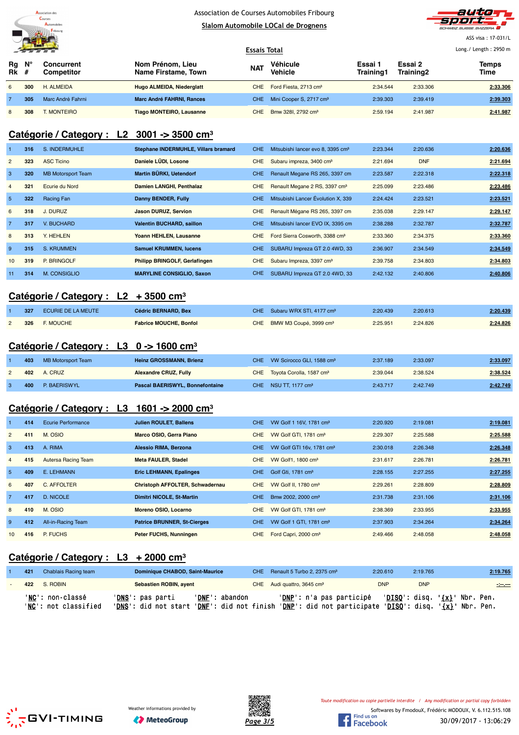Association de Courses Automobiles Fribourg

Slalom Automobile LOCal de Drognens

ASS visa : 17-031/L

Long./ Length : 2950 m

## Essais Total

| Rg Rk | N° # | Concurrent Competitor | Nom Prénom, Lieu Name Firstame, Town | NAT | Véhicule Vehicle | Essai 1 Training1 | Essai 2 Training2 | Temps Time |
|---|---|---|---|---|---|---|---|---|
| 6 | 300 | H. ALMEIDA | Hugo ALMEIDA, Niederglatt | CHE | Ford Fiesta, 2713 cm³ | 2:34.544 | 2:33.306 | 2:33.306 |
| 7 | 305 | Marc André Fahrni | Marc André FAHRNI, Rances | CHE | Mini Cooper S, 2717 cm³ | 2:39.303 | 2:39.419 | 2:39.303 |
| 8 | 308 | T. MONTEIRO | Tiago MONTEIRO, Lausanne | CHE | Bmw 328I, 2792 cm³ | 2:59.194 | 2:41.987 | 2:41.987 |

## Catégorie / Category : L2 3001 -> 3500 cm³

| Rg Rk | N° # | Concurrent Competitor | Nom Prénom, Lieu Name Firstame, Town | NAT | Véhicule Vehicle | Essai 1 Training1 | Essai 2 Training2 | Temps Time |
|---|---|---|---|---|---|---|---|---|
| 1 | 316 | S. INDERMUHLE | Stephane INDERMUHLE, Villars bramard | CHE | Mitsubishi lancer evo 8, 3395 cm³ | 2:23.344 | 2:20.636 | 2:20.636 |
| 2 | 323 | ASC Ticino | Daniele LÜDI, Losone | CHE | Subaru impreza, 3400 cm³ | 2:21.694 | DNF | 2:21.694 |
| 3 | 320 | MB Motorsport Team | Martin BÜRKI, Uetendorf | CHE | Renault Megane RS 265, 3397 cm | 2:23.587 | 2:22.318 | 2:22.318 |
| 4 | 321 | Ecurie du Nord | Damien LANGHI, Penthalaz | CHE | Renault Megane 2 RS, 3397 cm³ | 2:25.099 | 2:23.486 | 2:23.486 |
| 5 | 322 | Racing Fan | Danny BENDER, Fully | CHE | Mitsubishi Lancer Évolution X, 339 | 2:24.424 | 2:23.521 | 2:23.521 |
| 6 | 318 | J. DURUZ | Jason DURUZ, Servion | CHE | Renault Mégane RS 265, 3397 cm | 2:35.038 | 2:29.147 | 2:29.147 |
| 7 | 317 | V. BUCHARD | Valentin BUCHARD, saillon | CHE | Mitsubishi lancer EVO IX, 3395 cm | 2:38.288 | 2:32.787 | 2:32.787 |
| 8 | 313 | Y. HEHLEN | Yoann HEHLEN, Lausanne | CHE | Ford Sierra Cosworth, 3388 cm³ | 2:33.360 | 2:34.375 | 2:33.360 |
| 9 | 315 | S. KRUMMEN | Samuel KRUMMEN, lucens | CHE | SUBARU Impreza GT 2.0 4WD, 33 | 2:36.907 | 2:34.549 | 2:34.549 |
| 10 | 319 | P. BRINGOLF | Philipp BRINGOLF, Gerlafingen | CHE | Subaru Impreza, 3397 cm³ | 2:39.758 | 2:34.803 | 2:34.803 |
| 11 | 314 | M. CONSIGLIO | MARYLINE CONSIGLIO, Saxon | CHE | SUBARU Impreza GT 2.0 4WD, 33 | 2:42.132 | 2:40.806 | 2:40.806 |

## Catégorie / Category : L2 + 3500 cm³

| Rg Rk | N° # | Concurrent Competitor | Nom Prénom, Lieu Name Firstame, Town | NAT | Véhicule Vehicle | Essai 1 Training1 | Essai 2 Training2 | Temps Time |
|---|---|---|---|---|---|---|---|---|
| 1 | 327 | ECURIE DE LA MEUTE | Cédric BERNARD, Bex | CHE | Subaru WRX STI, 4177 cm³ | 2:20.439 | 2:20.613 | 2:20.439 |
| 2 | 326 | F. MOUCHE | Fabrice MOUCHE, Bonfol | CHE | BMW M3 Coupé, 3999 cm³ | 2:25.951 | 2:24.826 | 2:24.826 |

## Catégorie / Category : L3 0 -> 1600 cm³

| Rg Rk | N° # | Concurrent Competitor | Nom Prénom, Lieu Name Firstame, Town | NAT | Véhicule Vehicle | Essai 1 Training1 | Essai 2 Training2 | Temps Time |
|---|---|---|---|---|---|---|---|---|
| 1 | 403 | MB Motorsport Team | Heinz GROSSMANN, Brienz | CHE | VW Scirocco GLI, 1588 cm³ | 2:37.189 | 2:33.097 | 2:33.097 |
| 2 | 402 | A. CRUZ | Alexandre CRUZ, Fully | CHE | Toyota Corolla, 1587 cm³ | 2:39.044 | 2:38.524 | 2:38.524 |
| 3 | 400 | P. BAERISWYL | Pascal BAERISWYL, Bonnefontaine | CHE | NSU TT, 1177 cm³ | 2:43.717 | 2:42.749 | 2:42.749 |

## Catégorie / Category : L3 1601 -> 2000 cm³

| Rg Rk | N° # | Concurrent Competitor | Nom Prénom, Lieu Name Firstame, Town | NAT | Véhicule Vehicle | Essai 1 Training1 | Essai 2 Training2 | Temps Time |
|---|---|---|---|---|---|---|---|---|
| 1 | 414 | Ecurie Performance | Julien ROULET, Ballens | CHE | VW Golf 1 16V, 1781 cm³ | 2:20.920 | 2:19.081 | 2:19.081 |
| 2 | 411 | M. OSIO | Marco OSIO, Gerra Piano | CHE | VW Golf GTI, 1781 cm³ | 2:29.307 | 2:25.588 | 2:25.588 |
| 3 | 413 | A. RIMA | Alessio RIMA, Berzona | CHE | VW Golf GTI 16v, 1781 cm³ | 2:30.018 | 2:26.348 | 2:26.348 |
| 4 | 415 | Autersa Racing Team | Meta FAULER, Stadel | CHE | VW Golf1, 1800 cm³ | 2:31.617 | 2:26.781 | 2:26.781 |
| 5 | 409 | E. LEHMANN | Eric LEHMANN, Epalinges | CHE | Golf Gti, 1781 cm³ | 2:28.155 | 2:27.255 | 2:27.255 |
| 6 | 407 | C. AFFOLTER | Christoph AFFOLTER, Schwadernau | CHE | VW Golf II, 1780 cm³ | 2:29.261 | 2:28.809 | 2:28.809 |
| 7 | 417 | D. NICOLE | Dimitri NICOLE, St-Martin | CHE | Bmw 2002, 2000 cm³ | 2:31.738 | 2:31.106 | 2:31.106 |
| 8 | 410 | M. OSIO | Moreno OSIO, Locarno | CHE | VW Golf GTI, 1781 cm³ | 2:38.369 | 2:33.955 | 2:33.955 |
| 9 | 412 | All-in-Racing Team | Patrice BRUNNER, St-Cierges | CHE | VW Golf 1 GTI, 1781 cm³ | 2:37.903 | 2:34.264 | 2:34.264 |
| 10 | 416 | P. FUCHS | Peter FUCHS, Nunningen | CHE | Ford Capri, 2000 cm³ | 2:49.466 | 2:48.058 | 2:48.058 |

## Catégorie / Category : L3 + 2000 cm³

| Rg Rk | N° # | Concurrent Competitor | Nom Prénom, Lieu Name Firstame, Town | NAT | Véhicule Vehicle | Essai 1 Training1 | Essai 2 Training2 | Temps Time |
|---|---|---|---|---|---|---|---|---|
| 1 | 421 | Chablais Racing team | Dominique CHABOD, Saint-Maurice | CHE | Renault 5 Turbo 2, 2375 cm³ | 2:20.610 | 2:19.765 | 2:19.765 |
| - | 422 | S. ROBIN | Sebastien ROBIN, ayent | CHE | Audi quattro, 3645 cm³ | DNP | DNP | -:--.--- |

'NC': non-classé 'DNS': pas parti 'DNF': abandon 'DNP': n'a pas participé 'DISQ': disq. '{x}' Nbr. Pen.
'NC': not classified 'DNS': did not start 'DNF': did not finish 'DNP': did not participate 'DISQ': disq. '{x}' Nbr. Pen.

Toute modification ou copie partielle interdite / Any modification or partial copy forbidden

Softwares by FmodouX, Frédéric MODOUX, V. 6.112.515.108

30/09/2017 - 13:06:29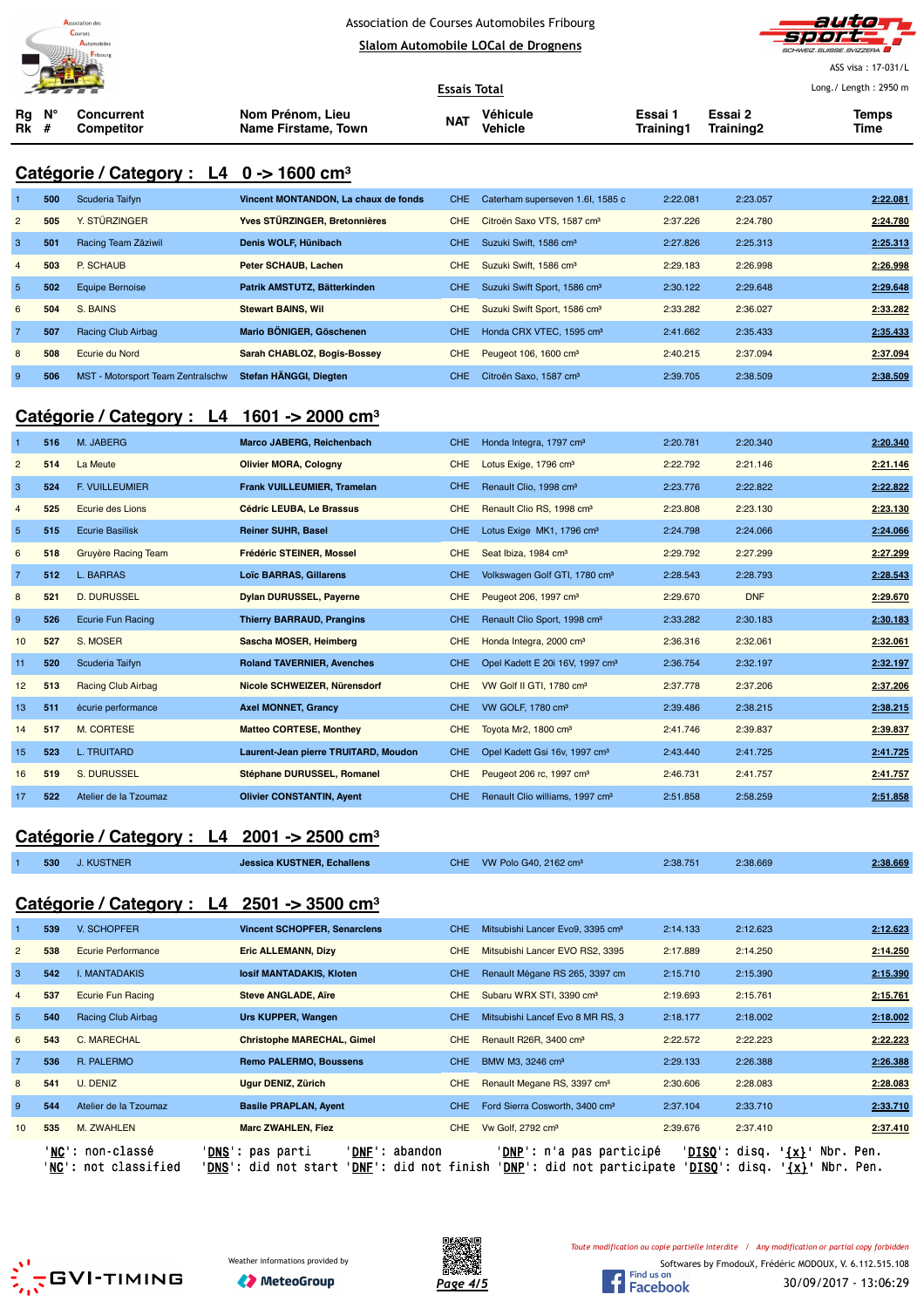Association de Courses Automobiles Fribourg

Slalom Automobile LOCal de Drognens

ASS visa : 17-031/L

Essais Total

Long./ Length : 2950 m

## Catégorie / Category : L4 0 -> 1600 cm³

| Rg Rk | N° # | Concurrent Competitor | Nom Prénom, Lieu Name Firstame, Town | NAT | Véhicule Vehicle | Essai 1 Training1 | Essai 2 Training2 | Temps Time |
|---|---|---|---|---|---|---|---|---|
| 1 | 500 | Scuderia Taifyn | **Vincent MONTANDON, La chaux de fonds** | CHE | Caterham superseven 1.6l, 1585 c | 2:22.081 | 2:23.057 | 2:22.081 |
| 2 | 505 | Y. STÜRZINGER | **Yves STÜRZINGER, Bretonnières** | CHE | Citroën Saxo VTS, 1587 cm³ | 2:37.226 | 2:24.780 | 2:24.780 |
| 3 | 501 | Racing Team Zäziwil | **Denis WOLF, Hünibach** | CHE | Suzuki Swift, 1586 cm³ | 2:27.826 | 2:25.313 | 2:25.313 |
| 4 | 503 | P. SCHAUB | **Peter SCHAUB, Lachen** | CHE | Suzuki Swift, 1586 cm³ | 2:29.183 | 2:26.998 | 2:26.998 |
| 5 | 502 | Equipe Bernoise | **Patrik AMSTUTZ, Bätterkinden** | CHE | Suzuki Swift Sport, 1586 cm³ | 2:30.122 | 2:29.648 | 2:29.648 |
| 6 | 504 | S. BAINS | **Stewart BAINS, Wil** | CHE | Suzuki Swift Sport, 1586 cm³ | 2:33.282 | 2:36.027 | 2:33.282 |
| 7 | 507 | Racing Club Airbag | **Mario BÖNIGER, Göschenen** | CHE | Honda CRX VTEC, 1595 cm³ | 2:41.662 | 2:35.433 | 2:35.433 |
| 8 | 508 | Ecurie du Nord | **Sarah CHABLOZ, Bogis-Bossey** | CHE | Peugeot 106, 1600 cm³ | 2:40.215 | 2:37.094 | 2:37.094 |
| 9 | 506 | MST - Motorsport Team Zentralschw | **Stefan HÄNGGI, Diegten** | CHE | Citroën Saxo, 1587 cm³ | 2:39.705 | 2:38.509 | 2:38.509 |

## Catégorie / Category : L4 1601 -> 2000 cm³

| Rg Rk | N° # | Concurrent Competitor | Nom Prénom, Lieu Name Firstame, Town | NAT | Véhicule Vehicle | Essai 1 Training1 | Essai 2 Training2 | Temps Time |
|---|---|---|---|---|---|---|---|---|
| 1 | 516 | M. JABERG | **Marco JABERG, Reichenbach** | CHE | Honda Integra, 1797 cm³ | 2:20.781 | 2:20.340 | 2:20.340 |
| 2 | 514 | La Meute | **Olivier MORA, Cologny** | CHE | Lotus Exige, 1796 cm³ | 2:22.792 | 2:21.146 | 2:21.146 |
| 3 | 524 | F. VUILLEUMIER | **Frank VUILLEUMIER, Tramelan** | CHE | Renault Clio, 1998 cm³ | 2:23.776 | 2:22.822 | 2:22.822 |
| 4 | 525 | Ecurie des Lions | **Cédric LEUBA, Le Brassus** | CHE | Renault Clio RS, 1998 cm³ | 2:23.808 | 2:23.130 | 2:23.130 |
| 5 | 515 | Ecurie Basilisk | **Reiner SUHR, Basel** | CHE | Lotus Exige MK1, 1796 cm³ | 2:24.798 | 2:24.066 | 2:24.066 |
| 6 | 518 | Gruyère Racing Team | **Frédéric STEINER, Mossel** | CHE | Seat Ibiza, 1984 cm³ | 2:29.792 | 2:27.299 | 2:27.299 |
| 7 | 512 | L. BARRAS | **Loïc BARRAS, Gillarens** | CHE | Volkswagen Golf GTI, 1780 cm³ | 2:28.543 | 2:28.793 | 2:28.543 |
| 8 | 521 | D. DURUSSEL | **Dylan DURUSSEL, Payerne** | CHE | Peugeot 206, 1997 cm³ | 2:29.670 | DNF | 2:29.670 |
| 9 | 526 | Ecurie Fun Racing | **Thierry BARRAUD, Prangins** | CHE | Renault Clio Sport, 1998 cm³ | 2:33.282 | 2:30.183 | 2:30.183 |
| 10 | 527 | S. MOSER | **Sascha MOSER, Heimberg** | CHE | Honda Integra, 2000 cm³ | 2:36.316 | 2:32.061 | 2:32.061 |
| 11 | 520 | Scuderia Taifyn | **Roland TAVERNIER, Avenches** | CHE | Opel Kadett E 20i 16V, 1997 cm³ | 2:36.754 | 2:32.197 | 2:32.197 |
| 12 | 513 | Racing Club Airbag | **Nicole SCHWEIZER, Nürensdorf** | CHE | VW Golf II GTI, 1780 cm³ | 2:37.778 | 2:37.206 | 2:37.206 |
| 13 | 511 | écurie performance | **Axel MONNET, Grancy** | CHE | VW GOLF, 1780 cm³ | 2:39.486 | 2:38.215 | 2:38.215 |
| 14 | 517 | M. CORTESE | **Matteo CORTESE, Monthey** | CHE | Toyota Mr2, 1800 cm³ | 2:41.746 | 2:39.837 | 2:39.837 |
| 15 | 523 | L. TRUITARD | **Laurent-Jean pierre TRUITARD, Moudon** | CHE | Opel Kadett Gsi 16v, 1997 cm³ | 2:43.440 | 2:41.725 | 2:41.725 |
| 16 | 519 | S. DURUSSEL | **Stéphane DURUSSEL, Romanel** | CHE | Peugeot 206 rc, 1997 cm³ | 2:46.731 | 2:41.757 | 2:41.757 |
| 17 | 522 | Atelier de la Tzoumaz | **Olivier CONSTANTIN, Ayent** | CHE | Renault Clio williams, 1997 cm³ | 2:51.858 | 2:58.259 | 2:51.858 |

## Catégorie / Category : L4 2001 -> 2500 cm³

| Rg Rk | N° # | Concurrent Competitor | Nom Prénom, Lieu Name Firstame, Town | NAT | Véhicule Vehicle | Essai 1 Training1 | Essai 2 Training2 | Temps Time |
|---|---|---|---|---|---|---|---|---|
| 1 | 530 | J. KUSTNER | **Jessica KUSTNER, Echallens** | CHE | VW Polo G40, 2162 cm³ | 2:38.751 | 2:38.669 | 2:38.669 |

## Catégorie / Category : L4 2501 -> 3500 cm³

| Rg Rk | N° # | Concurrent Competitor | Nom Prénom, Lieu Name Firstame, Town | NAT | Véhicule Vehicle | Essai 1 Training1 | Essai 2 Training2 | Temps Time |
|---|---|---|---|---|---|---|---|---|
| 1 | 539 | V. SCHOPFER | **Vincent SCHOPFER, Senarclens** | CHE | Mitsubishi Lancer Evo9, 3395 cm³ | 2:14.133 | 2:12.623 | 2:12.623 |
| 2 | 538 | Ecurie Performance | **Eric ALLEMANN, Dizy** | CHE | Mitsubishi Lancer EVO RS2, 3395 | 2:17.889 | 2:14.250 | 2:14.250 |
| 3 | 542 | I. MANTADAKIS | **Iosif MANTADAKIS, Kloten** | CHE | Renault Mégane RS 265, 3397 cm | 2:15.710 | 2:15.390 | 2:15.390 |
| 4 | 537 | Ecurie Fun Racing | **Steve ANGLADE, Aïre** | CHE | Subaru WRX STI, 3390 cm³ | 2:19.693 | 2:15.761 | 2:15.761 |
| 5 | 540 | Racing Club Airbag | **Urs KUPPER, Wangen** | CHE | Mitsubishi Lancef Evo 8 MR RS, 3 | 2:18.177 | 2:18.002 | 2:18.002 |
| 6 | 543 | C. MARECHAL | **Christophe MARECHAL, Gimel** | CHE | Renault R26R, 3400 cm³ | 2:22.572 | 2:22.223 | 2:22.223 |
| 7 | 536 | R. PALERMO | **Remo PALERMO, Boussens** | CHE | BMW M3, 3246 cm³ | 2:29.133 | 2:26.388 | 2:26.388 |
| 8 | 541 | U. DENIZ | **Ugur DENIZ, Zürich** | CHE | Renault Megane RS, 3397 cm³ | 2:30.606 | 2:28.083 | 2:28.083 |
| 9 | 544 | Atelier de la Tzoumaz | **Basile PRAPLAN, Ayent** | CHE | Ford Sierra Cosworth, 3400 cm³ | 2:37.104 | 2:33.710 | 2:33.710 |
| 10 | 535 | M. ZWAHLEN | **Marc ZWAHLEN, Fiez** | CHE | Vw Golf, 2792 cm³ | 2:39.676 | 2:37.410 | 2:37.410 |

'NC': non-classé 'DNS': pas parti 'DNF': abandon 'DNP': n'a pas participé 'DISQ': disq. '{x}' Nbr. Pen.
'NC': not classified 'DNS': did not start 'DNF': did not finish 'DNP': did not participate 'DISQ': disq. '{x}' Nbr. Pen.

Toute modification ou copie partielle interdite / Any modification or partial copy forbidden

Softwares by FmodouX, Frédéric MODOUX, V. 6.112.515.108

Weather informations provided by MeteoGroup

30/09/2017 - 13:06:29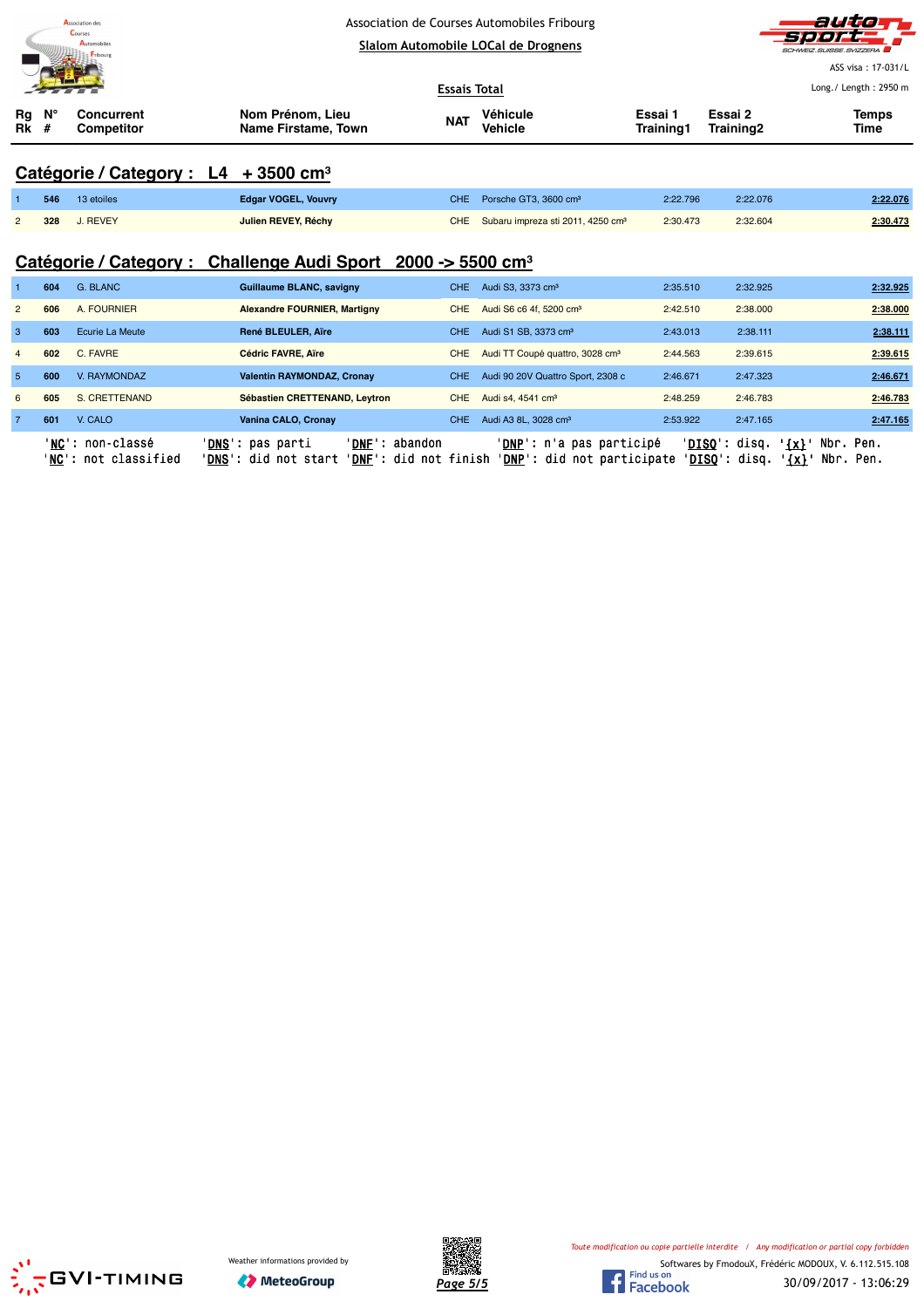Association de Courses Automobiles Fribourg

Slalom Automobile LOCal de Drognens

Essais Total

ASS visa : 17-031/L

Long./ Length : 2950 m

## Catégorie / Category : L4 + 3500 cm³

| Rg Rk | N° # | Concurrent Competitor | Nom Prénom, Lieu Name Firstame, Town | NAT | Véhicule Vehicle | Essai 1 Training1 | Essai 2 Training2 | Temps Time |
|---|---|---|---|---|---|---|---|---|
| 1 | 546 | 13 etoiles | Edgar VOGEL, Vouvry | CHE | Porsche GT3, 3600 cm³ | 2:22.796 | 2:22.076 | 2:22.076 |
| 2 | 328 | J. REVEY | Julien REVEY, Réchy | CHE | Subaru impreza sti 2011, 4250 cm³ | 2:30.473 | 2:32.604 | 2:30.473 |

## Catégorie / Category : Challenge Audi Sport 2000 -> 5500 cm³

| Rg Rk | N° # | Concurrent Competitor | Nom Prénom, Lieu Name Firstame, Town | NAT | Véhicule Vehicle | Essai 1 Training1 | Essai 2 Training2 | Temps Time |
|---|---|---|---|---|---|---|---|---|
| 1 | 604 | G. BLANC | Guillaume BLANC, savigny | CHE | Audi S3, 3373 cm³ | 2:35.510 | 2:32.925 | 2:32.925 |
| 2 | 606 | A. FOURNIER | Alexandre FOURNIER, Martigny | CHE | Audi S6 c6 4f, 5200 cm³ | 2:42.510 | 2:38.000 | 2:38.000 |
| 3 | 603 | Ecurie La Meute | René BLEULER, Aïre | CHE | Audi S1 SB, 3373 cm³ | 2:43.013 | 2:38.111 | 2:38.111 |
| 4 | 602 | C. FAVRE | Cédric FAVRE, Aïre | CHE | Audi TT Coupé quattro, 3028 cm³ | 2:44.563 | 2:39.615 | 2:39.615 |
| 5 | 600 | V. RAYMONDAZ | Valentin RAYMONDAZ, Cronay | CHE | Audi 90 20V Quattro Sport, 2308 c | 2:46.671 | 2:47.323 | 2:46.671 |
| 6 | 605 | S. CRETTENAND | Sébastien CRETTENAND, Leytron | CHE | Audi s4, 4541 cm³ | 2:48.259 | 2:46.783 | 2:46.783 |
| 7 | 601 | V. CALO | Vanina CALO, Cronay | CHE | Audi A3 8L, 3028 cm³ | 2:53.922 | 2:47.165 | 2:47.165 |

'NC': non-classé 'DNS': pas parti 'DNF': abandon 'DNP': n'a pas participé 'DISQ': disq. '{x}' Nbr. Pen.
'NC': not classified 'DNS': did not start 'DNF': did not finish 'DNP': did not participate 'DISQ': disq. '{x}' Nbr. Pen.

Weather informations provided by MeteoGroup

Toute modification ou copie partielle interdite / Any modification or partial copy forbidden

Softwares by FmodouX, Frédéric MODOUX, V. 6.112.515.108

30/09/2017 - 13:06:29